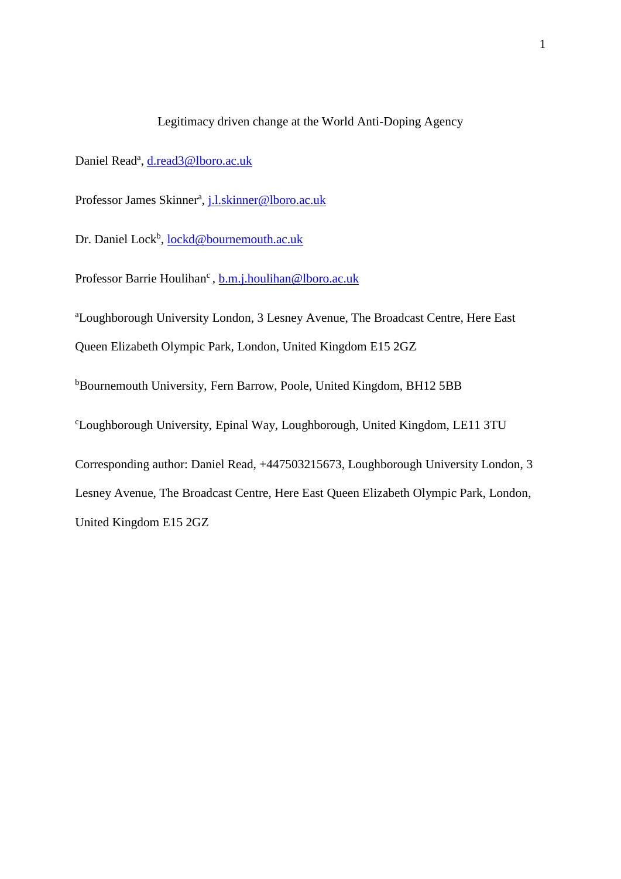# Legitimacy driven change at the World Anti-Doping Agency

Daniel Read[a], d.read3@lboro.ac.uk

Professor James Skinner[a], j.l.skinner@lboro.ac.uk

Dr. Daniel Lock[b], lockd@bournemouth.ac.uk

Professor Barrie Houlihan[c], b.m.j.houlihan@lboro.ac.uk

[a]Loughborough University London, 3 Lesney Avenue, The Broadcast Centre, Here East Queen Elizabeth Olympic Park, London, United Kingdom E15 2GZ

[b]Bournemouth University, Fern Barrow, Poole, United Kingdom, BH12 5BB

[c]Loughborough University, Epinal Way, Loughborough, United Kingdom, LE11 3TU

Corresponding author: Daniel Read, +447503215673, Loughborough University London, 3 Lesney Avenue, The Broadcast Centre, Here East Queen Elizabeth Olympic Park, London, United Kingdom E15 2GZ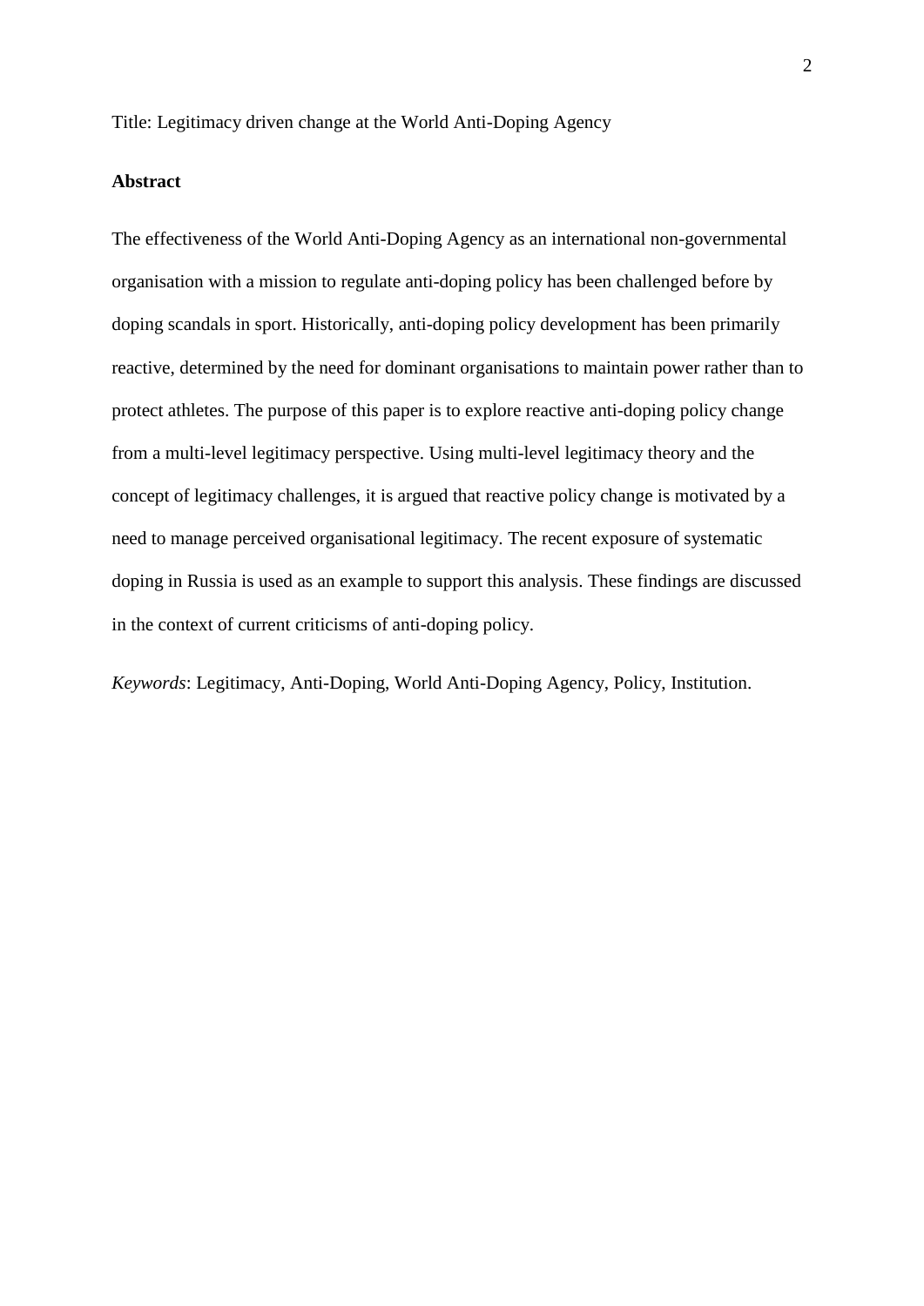Title: Legitimacy driven change at the World Anti-Doping Agency

**Abstract**

The effectiveness of the World Anti-Doping Agency as an international non-governmental organisation with a mission to regulate anti-doping policy has been challenged before by doping scandals in sport. Historically, anti-doping policy development has been primarily reactive, determined by the need for dominant organisations to maintain power rather than to protect athletes. The purpose of this paper is to explore reactive anti-doping policy change from a multi-level legitimacy perspective. Using multi-level legitimacy theory and the concept of legitimacy challenges, it is argued that reactive policy change is motivated by a need to manage perceived organisational legitimacy. The recent exposure of systematic doping in Russia is used as an example to support this analysis. These findings are discussed in the context of current criticisms of anti-doping policy.

*Keywords*: Legitimacy, Anti-Doping, World Anti-Doping Agency, Policy, Institution.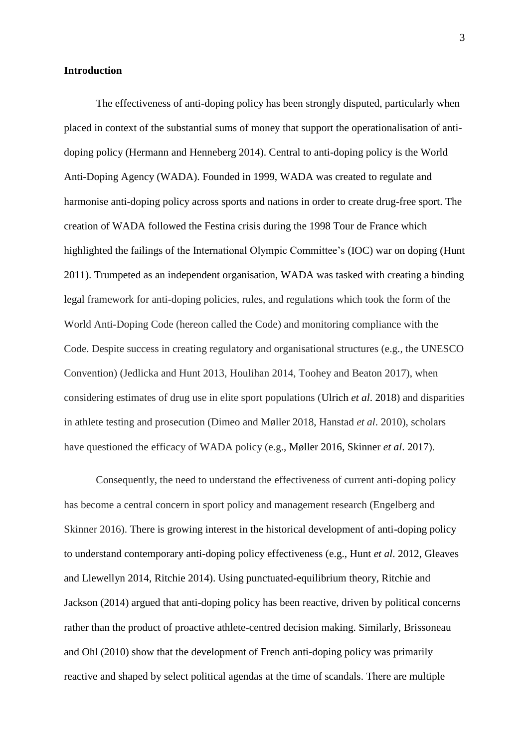## Introduction

The effectiveness of anti-doping policy has been strongly disputed, particularly when placed in context of the substantial sums of money that support the operationalisation of anti-doping policy (Hermann and Henneberg 2014). Central to anti-doping policy is the World Anti-Doping Agency (WADA). Founded in 1999, WADA was created to regulate and harmonise anti-doping policy across sports and nations in order to create drug-free sport. The creation of WADA followed the Festina crisis during the 1998 Tour de France which highlighted the failings of the International Olympic Committee's (IOC) war on doping (Hunt 2011). Trumpeted as an independent organisation, WADA was tasked with creating a binding legal framework for anti-doping policies, rules, and regulations which took the form of the World Anti-Doping Code (hereon called the Code) and monitoring compliance with the Code. Despite success in creating regulatory and organisational structures (e.g., the UNESCO Convention) (Jedlicka and Hunt 2013, Houlihan 2014, Toohey and Beaton 2017), when considering estimates of drug use in elite sport populations (Ulrich *et al*. 2018) and disparities in athlete testing and prosecution (Dimeo and Møller 2018, Hanstad *et al*. 2010), scholars have questioned the efficacy of WADA policy (e.g., Møller 2016, Skinner *et al*. 2017).

Consequently, the need to understand the effectiveness of current anti-doping policy has become a central concern in sport policy and management research (Engelberg and Skinner 2016). There is growing interest in the historical development of anti-doping policy to understand contemporary anti-doping policy effectiveness (e.g., Hunt *et al*. 2012, Gleaves and Llewellyn 2014, Ritchie 2014). Using punctuated-equilibrium theory, Ritchie and Jackson (2014) argued that anti-doping policy has been reactive, driven by political concerns rather than the product of proactive athlete-centred decision making. Similarly, Brissoneau and Ohl (2010) show that the development of French anti-doping policy was primarily reactive and shaped by select political agendas at the time of scandals. There are multiple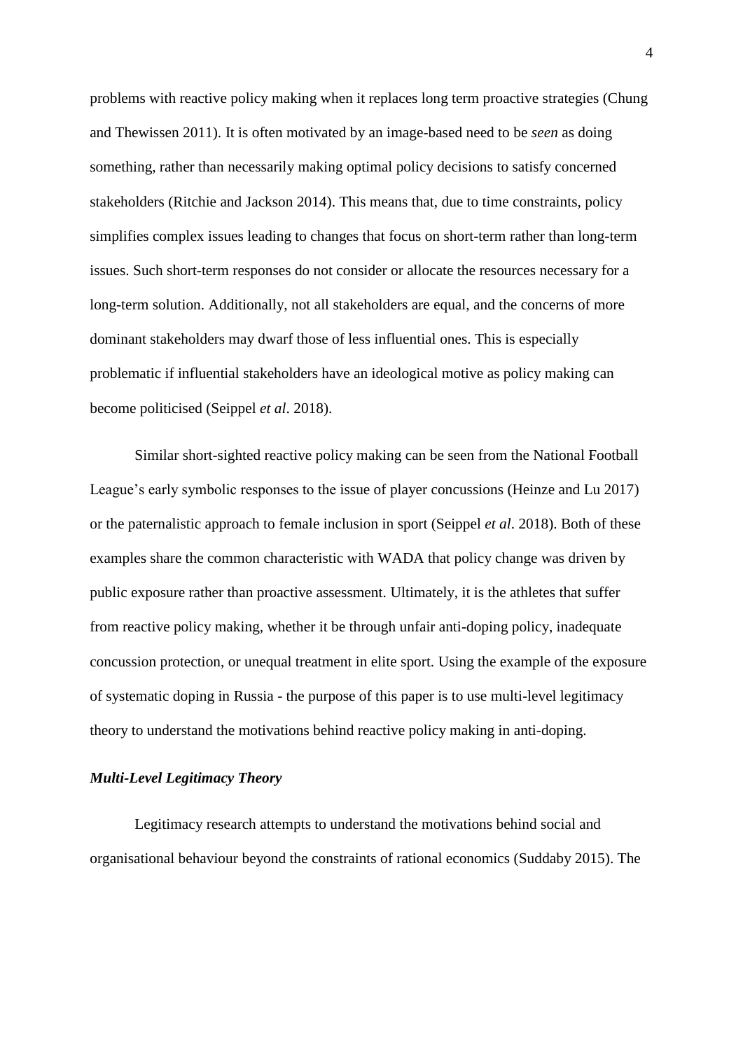problems with reactive policy making when it replaces long term proactive strategies (Chung and Thewissen 2011). It is often motivated by an image-based need to be *seen* as doing something, rather than necessarily making optimal policy decisions to satisfy concerned stakeholders (Ritchie and Jackson 2014). This means that, due to time constraints, policy simplifies complex issues leading to changes that focus on short-term rather than long-term issues. Such short-term responses do not consider or allocate the resources necessary for a long-term solution. Additionally, not all stakeholders are equal, and the concerns of more dominant stakeholders may dwarf those of less influential ones. This is especially problematic if influential stakeholders have an ideological motive as policy making can become politicised (Seippel *et al*. 2018).

Similar short-sighted reactive policy making can be seen from the National Football League's early symbolic responses to the issue of player concussions (Heinze and Lu 2017) or the paternalistic approach to female inclusion in sport (Seippel *et al*. 2018). Both of these examples share the common characteristic with WADA that policy change was driven by public exposure rather than proactive assessment. Ultimately, it is the athletes that suffer from reactive policy making, whether it be through unfair anti-doping policy, inadequate concussion protection, or unequal treatment in elite sport. Using the example of the exposure of systematic doping in Russia - the purpose of this paper is to use multi-level legitimacy theory to understand the motivations behind reactive policy making in anti-doping.

### *Multi-Level Legitimacy Theory*

Legitimacy research attempts to understand the motivations behind social and organisational behaviour beyond the constraints of rational economics (Suddaby 2015). The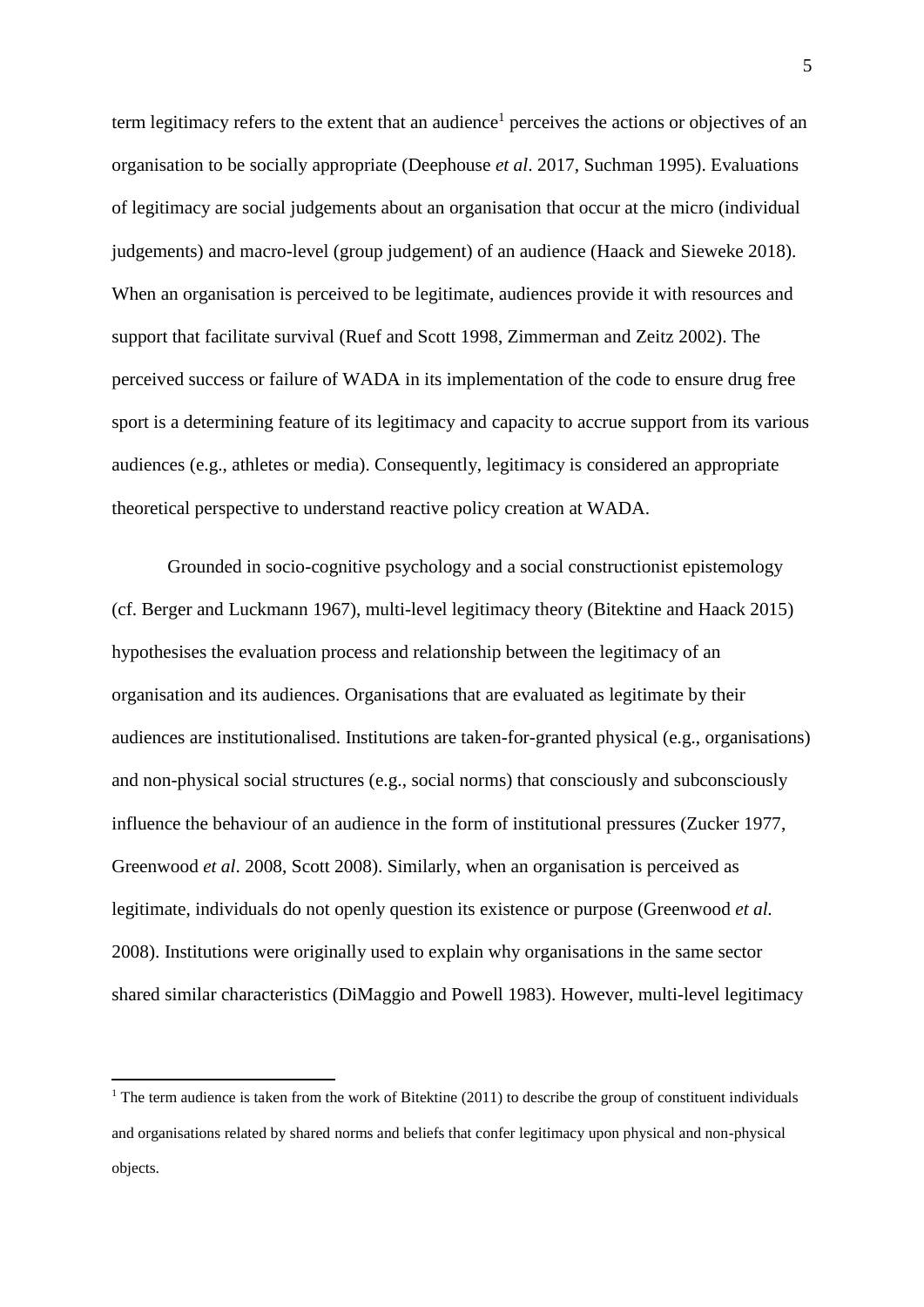term legitimacy refers to the extent that an audience[1] perceives the actions or objectives of an organisation to be socially appropriate (Deephouse *et al*. 2017, Suchman 1995). Evaluations of legitimacy are social judgements about an organisation that occur at the micro (individual judgements) and macro-level (group judgement) of an audience (Haack and Sieweke 2018). When an organisation is perceived to be legitimate, audiences provide it with resources and support that facilitate survival (Ruef and Scott 1998, Zimmerman and Zeitz 2002). The perceived success or failure of WADA in its implementation of the code to ensure drug free sport is a determining feature of its legitimacy and capacity to accrue support from its various audiences (e.g., athletes or media). Consequently, legitimacy is considered an appropriate theoretical perspective to understand reactive policy creation at WADA.

Grounded in socio-cognitive psychology and a social constructionist epistemology (cf. Berger and Luckmann 1967), multi-level legitimacy theory (Bitektine and Haack 2015) hypothesises the evaluation process and relationship between the legitimacy of an organisation and its audiences. Organisations that are evaluated as legitimate by their audiences are institutionalised. Institutions are taken-for-granted physical (e.g., organisations) and non-physical social structures (e.g., social norms) that consciously and subconsciously influence the behaviour of an audience in the form of institutional pressures (Zucker 1977, Greenwood *et al*. 2008, Scott 2008). Similarly, when an organisation is perceived as legitimate, individuals do not openly question its existence or purpose (Greenwood *et al.* 2008). Institutions were originally used to explain why organisations in the same sector shared similar characteristics (DiMaggio and Powell 1983). However, multi-level legitimacy

[1] The term audience is taken from the work of Bitektine (2011) to describe the group of constituent individuals and organisations related by shared norms and beliefs that confer legitimacy upon physical and non-physical objects.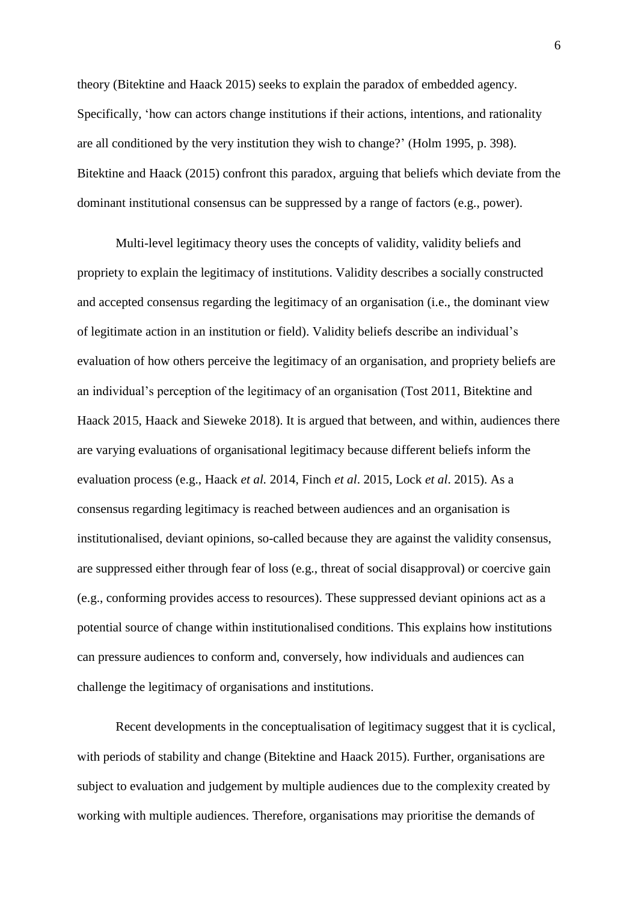theory (Bitektine and Haack 2015) seeks to explain the paradox of embedded agency. Specifically, 'how can actors change institutions if their actions, intentions, and rationality are all conditioned by the very institution they wish to change?' (Holm 1995, p. 398). Bitektine and Haack (2015) confront this paradox, arguing that beliefs which deviate from the dominant institutional consensus can be suppressed by a range of factors (e.g., power).

Multi-level legitimacy theory uses the concepts of validity, validity beliefs and propriety to explain the legitimacy of institutions. Validity describes a socially constructed and accepted consensus regarding the legitimacy of an organisation (i.e., the dominant view of legitimate action in an institution or field). Validity beliefs describe an individual's evaluation of how others perceive the legitimacy of an organisation, and propriety beliefs are an individual's perception of the legitimacy of an organisation (Tost 2011, Bitektine and Haack 2015, Haack and Sieweke 2018). It is argued that between, and within, audiences there are varying evaluations of organisational legitimacy because different beliefs inform the evaluation process (e.g., Haack *et al.* 2014, Finch *et al*. 2015, Lock *et al*. 2015). As a consensus regarding legitimacy is reached between audiences and an organisation is institutionalised, deviant opinions, so-called because they are against the validity consensus, are suppressed either through fear of loss (e.g., threat of social disapproval) or coercive gain (e.g., conforming provides access to resources). These suppressed deviant opinions act as a potential source of change within institutionalised conditions. This explains how institutions can pressure audiences to conform and, conversely, how individuals and audiences can challenge the legitimacy of organisations and institutions.

Recent developments in the conceptualisation of legitimacy suggest that it is cyclical, with periods of stability and change (Bitektine and Haack 2015). Further, organisations are subject to evaluation and judgement by multiple audiences due to the complexity created by working with multiple audiences. Therefore, organisations may prioritise the demands of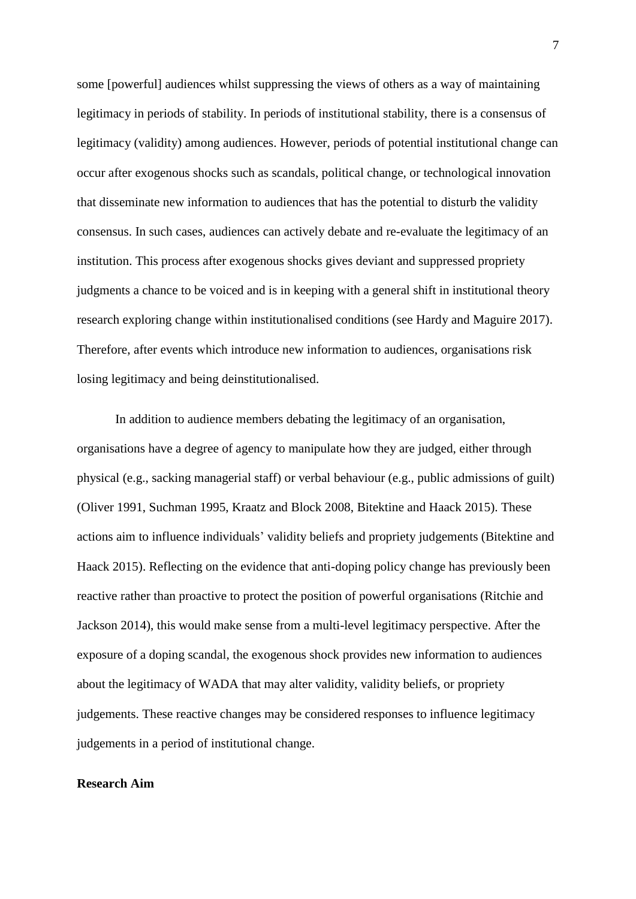some [powerful] audiences whilst suppressing the views of others as a way of maintaining legitimacy in periods of stability. In periods of institutional stability, there is a consensus of legitimacy (validity) among audiences. However, periods of potential institutional change can occur after exogenous shocks such as scandals, political change, or technological innovation that disseminate new information to audiences that has the potential to disturb the validity consensus. In such cases, audiences can actively debate and re-evaluate the legitimacy of an institution. This process after exogenous shocks gives deviant and suppressed propriety judgments a chance to be voiced and is in keeping with a general shift in institutional theory research exploring change within institutionalised conditions (see Hardy and Maguire 2017). Therefore, after events which introduce new information to audiences, organisations risk losing legitimacy and being deinstitutionalised.

In addition to audience members debating the legitimacy of an organisation, organisations have a degree of agency to manipulate how they are judged, either through physical (e.g., sacking managerial staff) or verbal behaviour (e.g., public admissions of guilt) (Oliver 1991, Suchman 1995, Kraatz and Block 2008, Bitektine and Haack 2015). These actions aim to influence individuals' validity beliefs and propriety judgements (Bitektine and Haack 2015). Reflecting on the evidence that anti-doping policy change has previously been reactive rather than proactive to protect the position of powerful organisations (Ritchie and Jackson 2014), this would make sense from a multi-level legitimacy perspective. After the exposure of a doping scandal, the exogenous shock provides new information to audiences about the legitimacy of WADA that may alter validity, validity beliefs, or propriety judgements. These reactive changes may be considered responses to influence legitimacy judgements in a period of institutional change.

**Research Aim**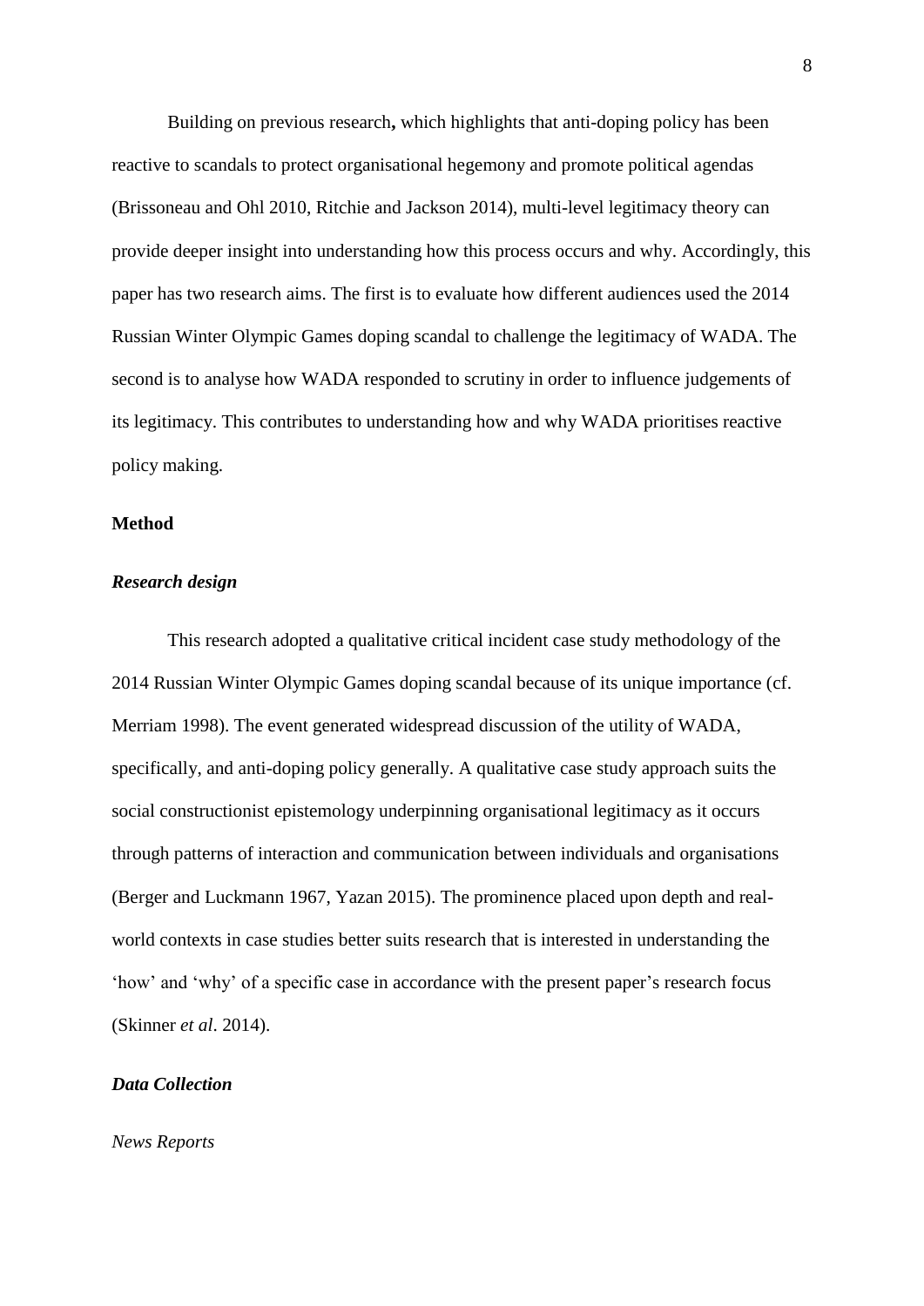Building on previous research**,** which highlights that anti-doping policy has been reactive to scandals to protect organisational hegemony and promote political agendas (Brissoneau and Ohl 2010, Ritchie and Jackson 2014), multi-level legitimacy theory can provide deeper insight into understanding how this process occurs and why. Accordingly, this paper has two research aims. The first is to evaluate how different audiences used the 2014 Russian Winter Olympic Games doping scandal to challenge the legitimacy of WADA. The second is to analyse how WADA responded to scrutiny in order to influence judgements of its legitimacy. This contributes to understanding how and why WADA prioritises reactive policy making.

## Method

### *Research design*

This research adopted a qualitative critical incident case study methodology of the 2014 Russian Winter Olympic Games doping scandal because of its unique importance (cf. Merriam 1998). The event generated widespread discussion of the utility of WADA, specifically, and anti-doping policy generally. A qualitative case study approach suits the social constructionist epistemology underpinning organisational legitimacy as it occurs through patterns of interaction and communication between individuals and organisations (Berger and Luckmann 1967, Yazan 2015). The prominence placed upon depth and real-world contexts in case studies better suits research that is interested in understanding the 'how' and 'why' of a specific case in accordance with the present paper's research focus (Skinner *et al*. 2014).

### *Data Collection*

*News Reports*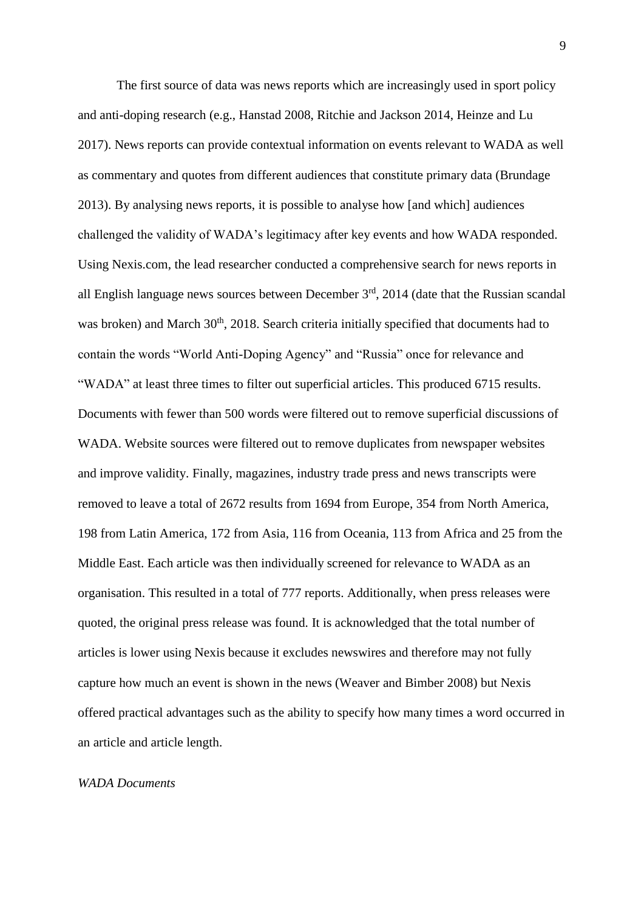The first source of data was news reports which are increasingly used in sport policy and anti-doping research (e.g., Hanstad 2008, Ritchie and Jackson 2014, Heinze and Lu 2017). News reports can provide contextual information on events relevant to WADA as well as commentary and quotes from different audiences that constitute primary data (Brundage 2013). By analysing news reports, it is possible to analyse how [and which] audiences challenged the validity of WADA's legitimacy after key events and how WADA responded. Using Nexis.com, the lead researcher conducted a comprehensive search for news reports in all English language news sources between December 3rd, 2014 (date that the Russian scandal was broken) and March 30th, 2018. Search criteria initially specified that documents had to contain the words "World Anti-Doping Agency" and "Russia" once for relevance and "WADA" at least three times to filter out superficial articles. This produced 6715 results. Documents with fewer than 500 words were filtered out to remove superficial discussions of WADA. Website sources were filtered out to remove duplicates from newspaper websites and improve validity. Finally, magazines, industry trade press and news transcripts were removed to leave a total of 2672 results from 1694 from Europe, 354 from North America, 198 from Latin America, 172 from Asia, 116 from Oceania, 113 from Africa and 25 from the Middle East. Each article was then individually screened for relevance to WADA as an organisation. This resulted in a total of 777 reports. Additionally, when press releases were quoted, the original press release was found. It is acknowledged that the total number of articles is lower using Nexis because it excludes newswires and therefore may not fully capture how much an event is shown in the news (Weaver and Bimber 2008) but Nexis offered practical advantages such as the ability to specify how many times a word occurred in an article and article length.

*WADA Documents*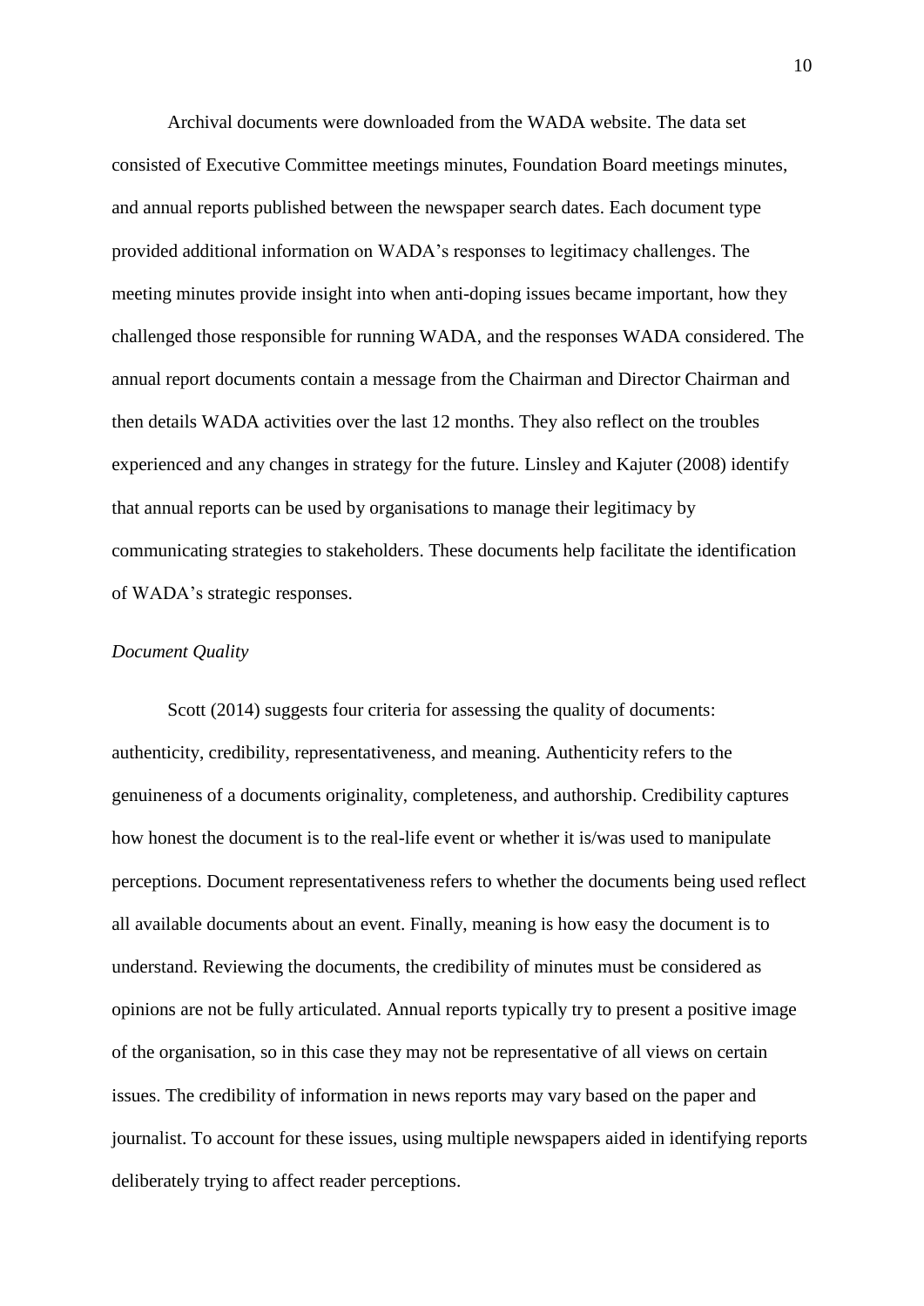Archival documents were downloaded from the WADA website. The data set consisted of Executive Committee meetings minutes, Foundation Board meetings minutes, and annual reports published between the newspaper search dates. Each document type provided additional information on WADA's responses to legitimacy challenges. The meeting minutes provide insight into when anti-doping issues became important, how they challenged those responsible for running WADA, and the responses WADA considered. The annual report documents contain a message from the Chairman and Director Chairman and then details WADA activities over the last 12 months. They also reflect on the troubles experienced and any changes in strategy for the future. Linsley and Kajuter (2008) identify that annual reports can be used by organisations to manage their legitimacy by communicating strategies to stakeholders. These documents help facilitate the identification of WADA's strategic responses.

*Document Quality*

Scott (2014) suggests four criteria for assessing the quality of documents: authenticity, credibility, representativeness, and meaning. Authenticity refers to the genuineness of a documents originality, completeness, and authorship. Credibility captures how honest the document is to the real-life event or whether it is/was used to manipulate perceptions. Document representativeness refers to whether the documents being used reflect all available documents about an event. Finally, meaning is how easy the document is to understand. Reviewing the documents, the credibility of minutes must be considered as opinions are not be fully articulated. Annual reports typically try to present a positive image of the organisation, so in this case they may not be representative of all views on certain issues. The credibility of information in news reports may vary based on the paper and journalist. To account for these issues, using multiple newspapers aided in identifying reports deliberately trying to affect reader perceptions.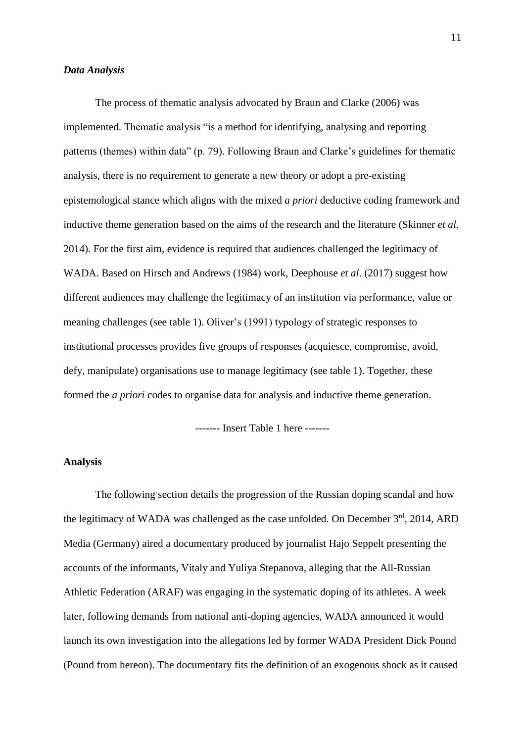### *Data Analysis*

The process of thematic analysis advocated by Braun and Clarke (2006) was implemented. Thematic analysis "is a method for identifying, analysing and reporting patterns (themes) within data" (p. 79). Following Braun and Clarke's guidelines for thematic analysis, there is no requirement to generate a new theory or adopt a pre-existing epistemological stance which aligns with the mixed *a priori* deductive coding framework and inductive theme generation based on the aims of the research and the literature (Skinner *et al.* 2014). For the first aim, evidence is required that audiences challenged the legitimacy of WADA. Based on Hirsch and Andrews (1984) work, Deephouse *et al*. (2017) suggest how different audiences may challenge the legitimacy of an institution via performance, value or meaning challenges (see table 1). Oliver's (1991) typology of strategic responses to institutional processes provides five groups of responses (acquiesce, compromise, avoid, defy, manipulate) organisations use to manage legitimacy (see table 1). Together, these formed the *a priori* codes to organise data for analysis and inductive theme generation.

------- Insert Table 1 here -------

## Analysis

The following section details the progression of the Russian doping scandal and how the legitimacy of WADA was challenged as the case unfolded. On December 3rd, 2014, ARD Media (Germany) aired a documentary produced by journalist Hajo Seppelt presenting the accounts of the informants, Vitaly and Yuliya Stepanova, alleging that the All-Russian Athletic Federation (ARAF) was engaging in the systematic doping of its athletes. A week later, following demands from national anti-doping agencies, WADA announced it would launch its own investigation into the allegations led by former WADA President Dick Pound (Pound from hereon). The documentary fits the definition of an exogenous shock as it caused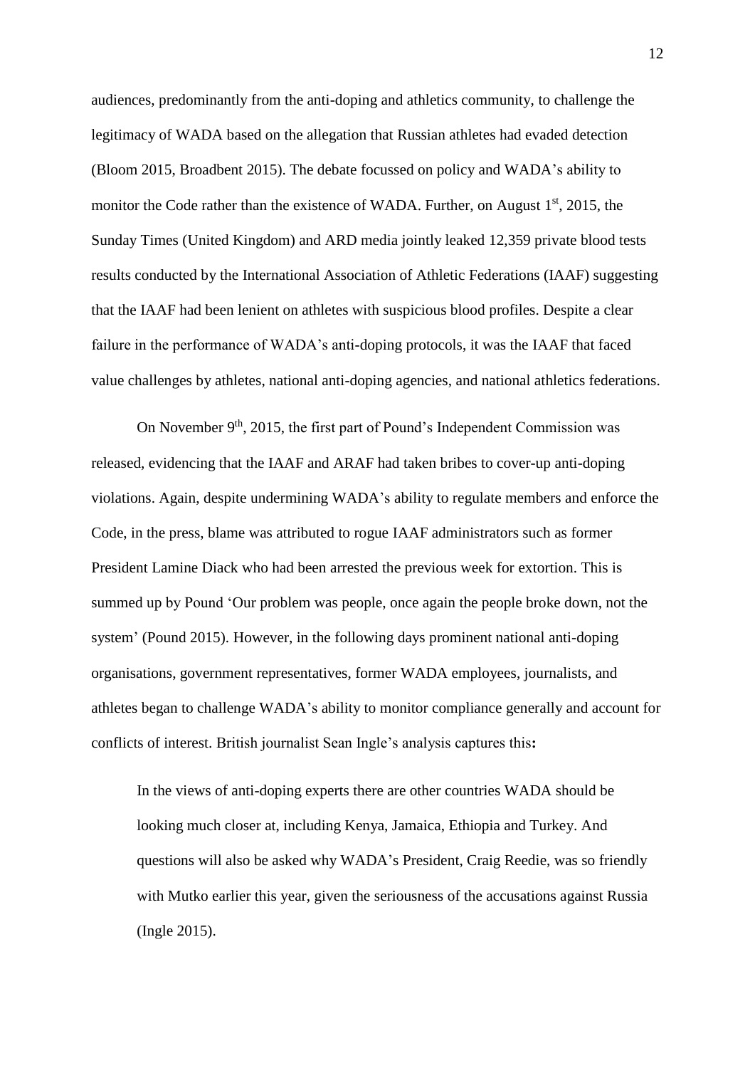audiences, predominantly from the anti-doping and athletics community, to challenge the legitimacy of WADA based on the allegation that Russian athletes had evaded detection (Bloom 2015, Broadbent 2015). The debate focussed on policy and WADA's ability to monitor the Code rather than the existence of WADA. Further, on August 1st, 2015, the Sunday Times (United Kingdom) and ARD media jointly leaked 12,359 private blood tests results conducted by the International Association of Athletic Federations (IAAF) suggesting that the IAAF had been lenient on athletes with suspicious blood profiles. Despite a clear failure in the performance of WADA's anti-doping protocols, it was the IAAF that faced value challenges by athletes, national anti-doping agencies, and national athletics federations.

On November 9th, 2015, the first part of Pound's Independent Commission was released, evidencing that the IAAF and ARAF had taken bribes to cover-up anti-doping violations. Again, despite undermining WADA's ability to regulate members and enforce the Code, in the press, blame was attributed to rogue IAAF administrators such as former President Lamine Diack who had been arrested the previous week for extortion. This is summed up by Pound 'Our problem was people, once again the people broke down, not the system' (Pound 2015). However, in the following days prominent national anti-doping organisations, government representatives, former WADA employees, journalists, and athletes began to challenge WADA's ability to monitor compliance generally and account for conflicts of interest. British journalist Sean Ingle's analysis captures this**:**

> In the views of anti-doping experts there are other countries WADA should be looking much closer at, including Kenya, Jamaica, Ethiopia and Turkey. And questions will also be asked why WADA's President, Craig Reedie, was so friendly with Mutko earlier this year, given the seriousness of the accusations against Russia (Ingle 2015).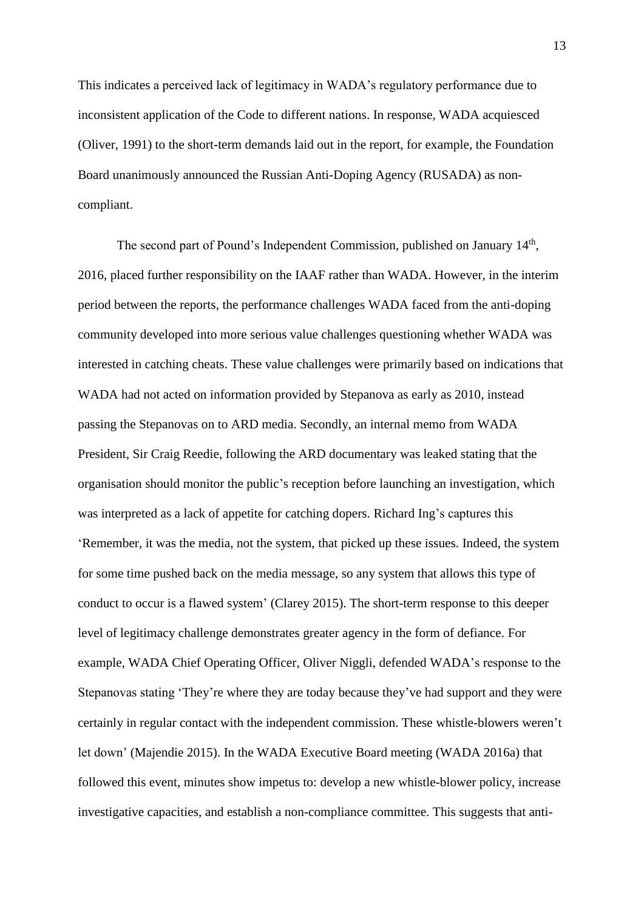This indicates a perceived lack of legitimacy in WADA's regulatory performance due to inconsistent application of the Code to different nations. In response, WADA acquiesced (Oliver, 1991) to the short-term demands laid out in the report, for example, the Foundation Board unanimously announced the Russian Anti-Doping Agency (RUSADA) as non-compliant.

The second part of Pound's Independent Commission, published on January 14th, 2016, placed further responsibility on the IAAF rather than WADA. However, in the interim period between the reports, the performance challenges WADA faced from the anti-doping community developed into more serious value challenges questioning whether WADA was interested in catching cheats. These value challenges were primarily based on indications that WADA had not acted on information provided by Stepanova as early as 2010, instead passing the Stepanovas on to ARD media. Secondly, an internal memo from WADA President, Sir Craig Reedie, following the ARD documentary was leaked stating that the organisation should monitor the public's reception before launching an investigation, which was interpreted as a lack of appetite for catching dopers. Richard Ing's captures this 'Remember, it was the media, not the system, that picked up these issues. Indeed, the system for some time pushed back on the media message, so any system that allows this type of conduct to occur is a flawed system' (Clarey 2015). The short-term response to this deeper level of legitimacy challenge demonstrates greater agency in the form of defiance. For example, WADA Chief Operating Officer, Oliver Niggli, defended WADA's response to the Stepanovas stating 'They're where they are today because they've had support and they were certainly in regular contact with the independent commission. These whistle-blowers weren't let down' (Majendie 2015). In the WADA Executive Board meeting (WADA 2016a) that followed this event, minutes show impetus to: develop a new whistle-blower policy, increase investigative capacities, and establish a non-compliance committee. This suggests that anti-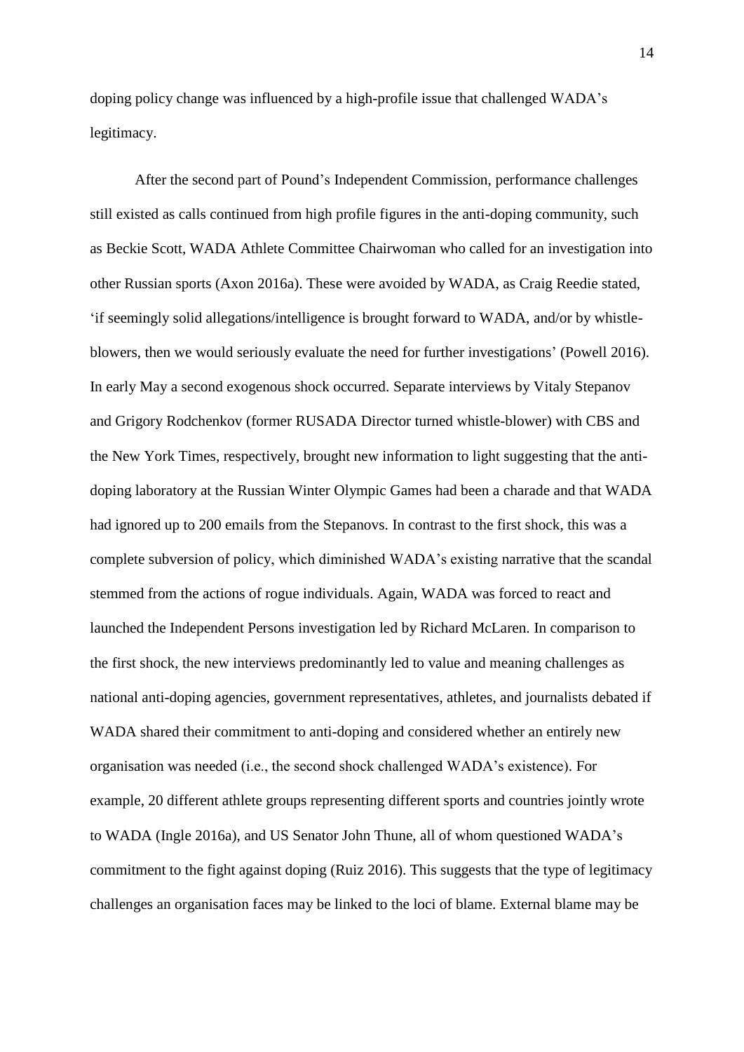doping policy change was influenced by a high-profile issue that challenged WADA's legitimacy.

After the second part of Pound's Independent Commission, performance challenges still existed as calls continued from high profile figures in the anti-doping community, such as Beckie Scott, WADA Athlete Committee Chairwoman who called for an investigation into other Russian sports (Axon 2016a). These were avoided by WADA, as Craig Reedie stated, 'if seemingly solid allegations/intelligence is brought forward to WADA, and/or by whistle-blowers, then we would seriously evaluate the need for further investigations' (Powell 2016). In early May a second exogenous shock occurred. Separate interviews by Vitaly Stepanov and Grigory Rodchenkov (former RUSADA Director turned whistle-blower) with CBS and the New York Times, respectively, brought new information to light suggesting that the anti-doping laboratory at the Russian Winter Olympic Games had been a charade and that WADA had ignored up to 200 emails from the Stepanovs. In contrast to the first shock, this was a complete subversion of policy, which diminished WADA's existing narrative that the scandal stemmed from the actions of rogue individuals. Again, WADA was forced to react and launched the Independent Persons investigation led by Richard McLaren. In comparison to the first shock, the new interviews predominantly led to value and meaning challenges as national anti-doping agencies, government representatives, athletes, and journalists debated if WADA shared their commitment to anti-doping and considered whether an entirely new organisation was needed (i.e., the second shock challenged WADA's existence). For example, 20 different athlete groups representing different sports and countries jointly wrote to WADA (Ingle 2016a), and US Senator John Thune, all of whom questioned WADA's commitment to the fight against doping (Ruiz 2016). This suggests that the type of legitimacy challenges an organisation faces may be linked to the loci of blame. External blame may be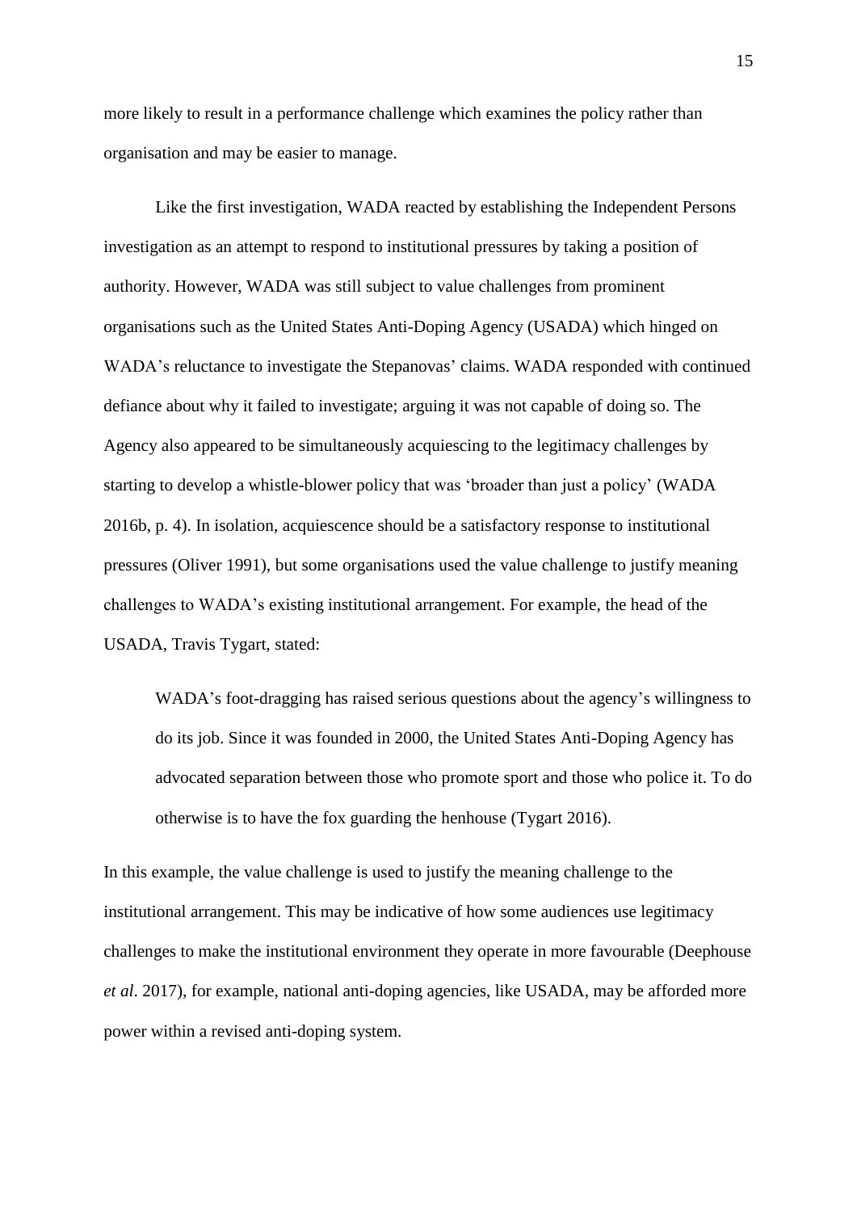more likely to result in a performance challenge which examines the policy rather than organisation and may be easier to manage.

Like the first investigation, WADA reacted by establishing the Independent Persons investigation as an attempt to respond to institutional pressures by taking a position of authority. However, WADA was still subject to value challenges from prominent organisations such as the United States Anti-Doping Agency (USADA) which hinged on WADA's reluctance to investigate the Stepanovas' claims. WADA responded with continued defiance about why it failed to investigate; arguing it was not capable of doing so. The Agency also appeared to be simultaneously acquiescing to the legitimacy challenges by starting to develop a whistle-blower policy that was 'broader than just a policy' (WADA 2016b, p. 4). In isolation, acquiescence should be a satisfactory response to institutional pressures (Oliver 1991), but some organisations used the value challenge to justify meaning challenges to WADA's existing institutional arrangement. For example, the head of the USADA, Travis Tygart, stated:

> WADA's foot-dragging has raised serious questions about the agency's willingness to do its job. Since it was founded in 2000, the United States Anti-Doping Agency has advocated separation between those who promote sport and those who police it. To do otherwise is to have the fox guarding the henhouse (Tygart 2016).

In this example, the value challenge is used to justify the meaning challenge to the institutional arrangement. This may be indicative of how some audiences use legitimacy challenges to make the institutional environment they operate in more favourable (Deephouse *et al*. 2017), for example, national anti-doping agencies, like USADA, may be afforded more power within a revised anti-doping system.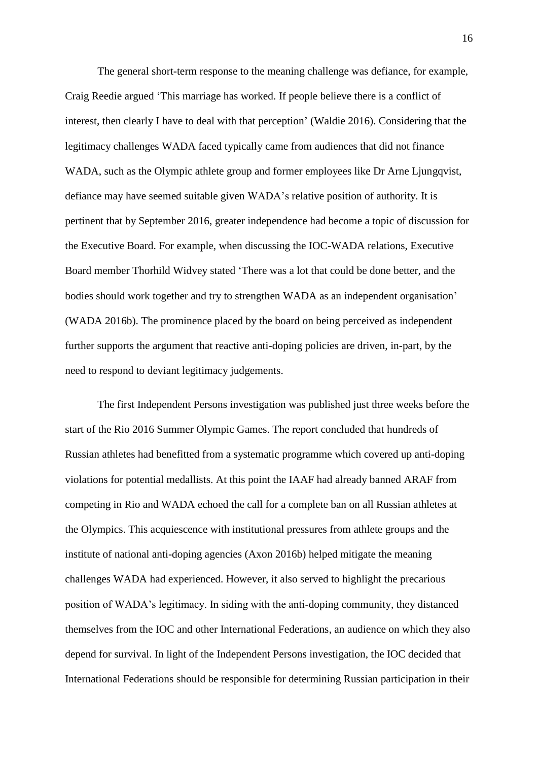The general short-term response to the meaning challenge was defiance, for example, Craig Reedie argued 'This marriage has worked. If people believe there is a conflict of interest, then clearly I have to deal with that perception' (Waldie 2016). Considering that the legitimacy challenges WADA faced typically came from audiences that did not finance WADA, such as the Olympic athlete group and former employees like Dr Arne Ljungqvist, defiance may have seemed suitable given WADA's relative position of authority. It is pertinent that by September 2016, greater independence had become a topic of discussion for the Executive Board. For example, when discussing the IOC-WADA relations, Executive Board member Thorhild Widvey stated 'There was a lot that could be done better, and the bodies should work together and try to strengthen WADA as an independent organisation' (WADA 2016b). The prominence placed by the board on being perceived as independent further supports the argument that reactive anti-doping policies are driven, in-part, by the need to respond to deviant legitimacy judgements.

The first Independent Persons investigation was published just three weeks before the start of the Rio 2016 Summer Olympic Games. The report concluded that hundreds of Russian athletes had benefitted from a systematic programme which covered up anti-doping violations for potential medallists. At this point the IAAF had already banned ARAF from competing in Rio and WADA echoed the call for a complete ban on all Russian athletes at the Olympics. This acquiescence with institutional pressures from athlete groups and the institute of national anti-doping agencies (Axon 2016b) helped mitigate the meaning challenges WADA had experienced. However, it also served to highlight the precarious position of WADA's legitimacy. In siding with the anti-doping community, they distanced themselves from the IOC and other International Federations, an audience on which they also depend for survival. In light of the Independent Persons investigation, the IOC decided that International Federations should be responsible for determining Russian participation in their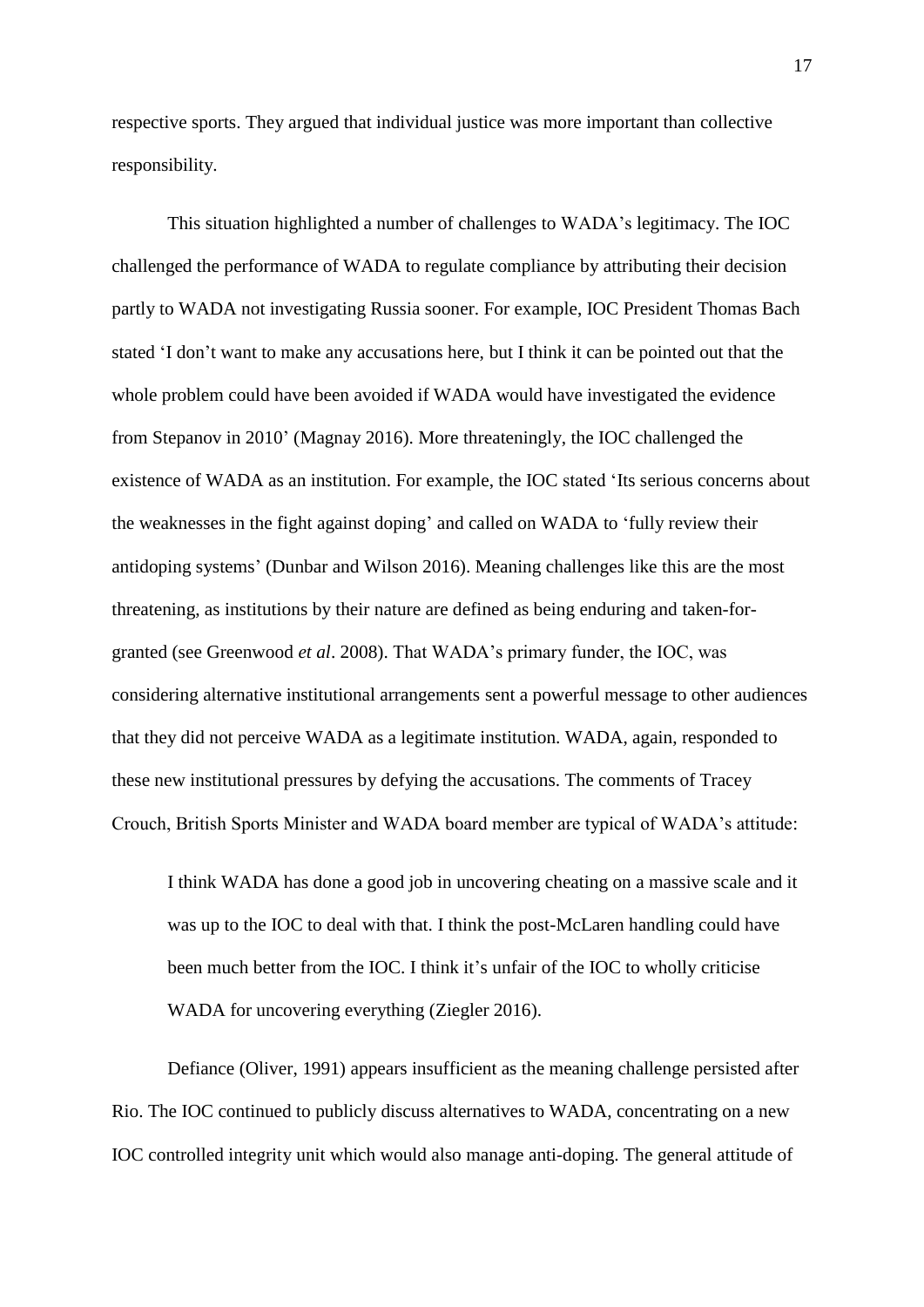respective sports. They argued that individual justice was more important than collective responsibility.

This situation highlighted a number of challenges to WADA's legitimacy. The IOC challenged the performance of WADA to regulate compliance by attributing their decision partly to WADA not investigating Russia sooner. For example, IOC President Thomas Bach stated 'I don't want to make any accusations here, but I think it can be pointed out that the whole problem could have been avoided if WADA would have investigated the evidence from Stepanov in 2010' (Magnay 2016). More threateningly, the IOC challenged the existence of WADA as an institution. For example, the IOC stated 'Its serious concerns about the weaknesses in the fight against doping' and called on WADA to 'fully review their antidoping systems' (Dunbar and Wilson 2016). Meaning challenges like this are the most threatening, as institutions by their nature are defined as being enduring and taken-for-granted (see Greenwood *et al*. 2008). That WADA's primary funder, the IOC, was considering alternative institutional arrangements sent a powerful message to other audiences that they did not perceive WADA as a legitimate institution. WADA, again, responded to these new institutional pressures by defying the accusations. The comments of Tracey Crouch, British Sports Minister and WADA board member are typical of WADA's attitude:

> I think WADA has done a good job in uncovering cheating on a massive scale and it was up to the IOC to deal with that. I think the post-McLaren handling could have been much better from the IOC. I think it's unfair of the IOC to wholly criticise WADA for uncovering everything (Ziegler 2016).

Defiance (Oliver, 1991) appears insufficient as the meaning challenge persisted after Rio. The IOC continued to publicly discuss alternatives to WADA, concentrating on a new IOC controlled integrity unit which would also manage anti-doping. The general attitude of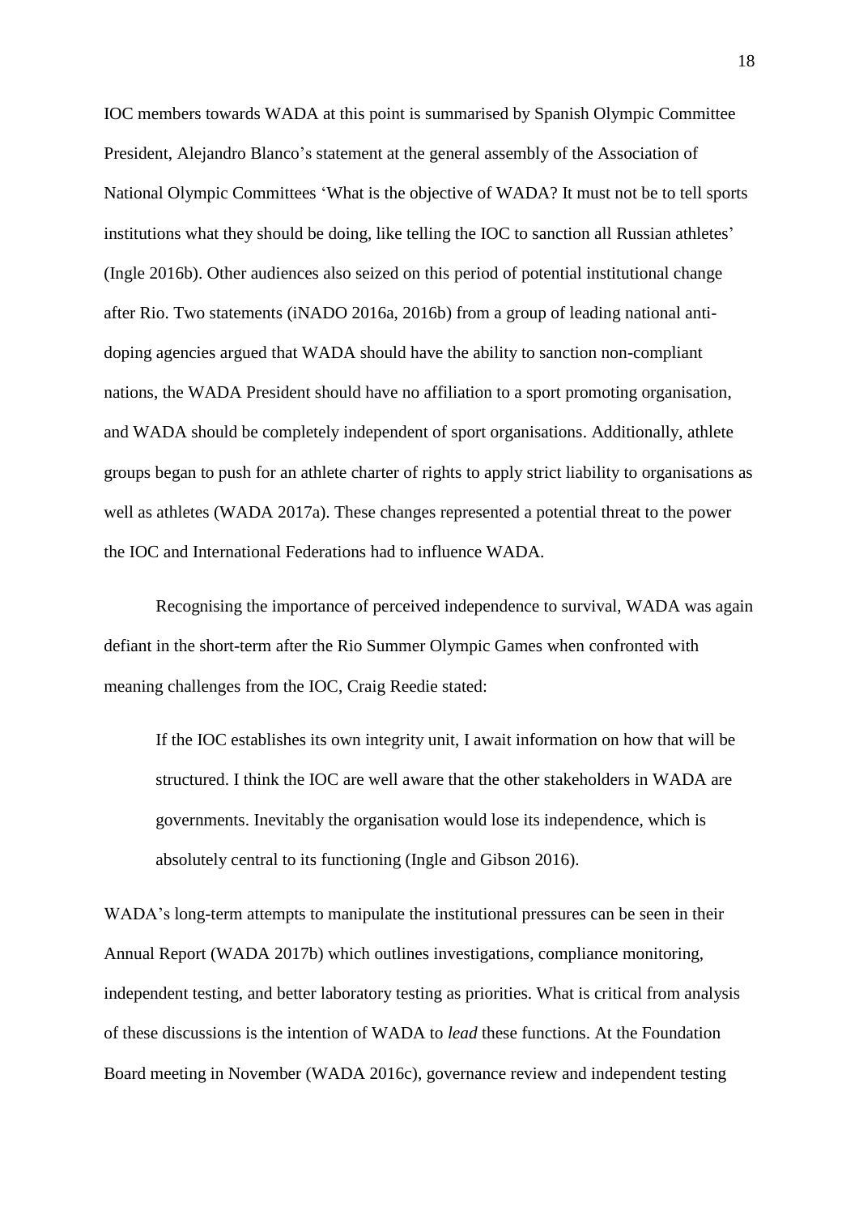IOC members towards WADA at this point is summarised by Spanish Olympic Committee President, Alejandro Blanco's statement at the general assembly of the Association of National Olympic Committees 'What is the objective of WADA? It must not be to tell sports institutions what they should be doing, like telling the IOC to sanction all Russian athletes' (Ingle 2016b). Other audiences also seized on this period of potential institutional change after Rio. Two statements (iNADO 2016a, 2016b) from a group of leading national anti-doping agencies argued that WADA should have the ability to sanction non-compliant nations, the WADA President should have no affiliation to a sport promoting organisation, and WADA should be completely independent of sport organisations. Additionally, athlete groups began to push for an athlete charter of rights to apply strict liability to organisations as well as athletes (WADA 2017a). These changes represented a potential threat to the power the IOC and International Federations had to influence WADA.

Recognising the importance of perceived independence to survival, WADA was again defiant in the short-term after the Rio Summer Olympic Games when confronted with meaning challenges from the IOC, Craig Reedie stated:

> If the IOC establishes its own integrity unit, I await information on how that will be structured. I think the IOC are well aware that the other stakeholders in WADA are governments. Inevitably the organisation would lose its independence, which is absolutely central to its functioning (Ingle and Gibson 2016).

WADA's long-term attempts to manipulate the institutional pressures can be seen in their Annual Report (WADA 2017b) which outlines investigations, compliance monitoring, independent testing, and better laboratory testing as priorities. What is critical from analysis of these discussions is the intention of WADA to *lead* these functions. At the Foundation Board meeting in November (WADA 2016c), governance review and independent testing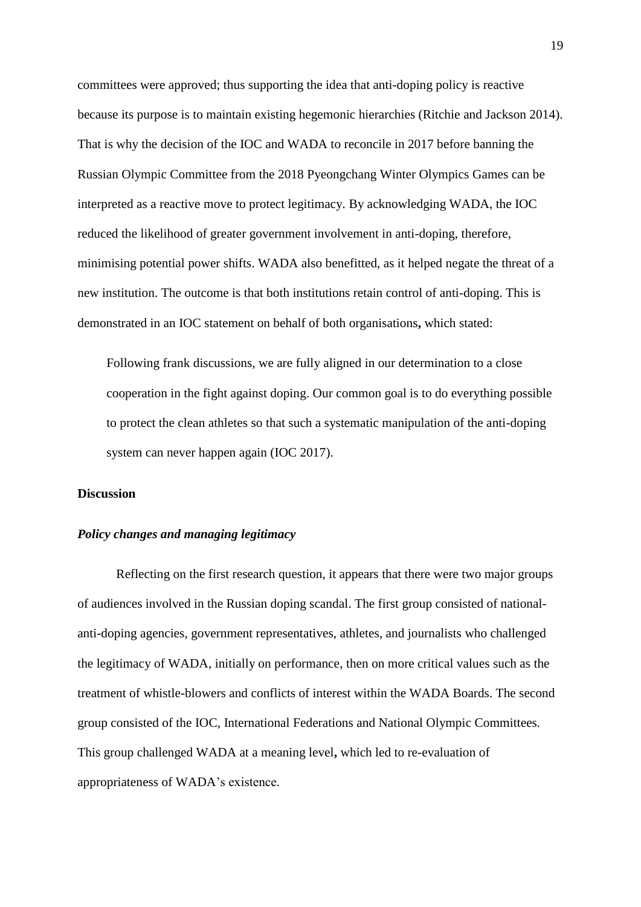committees were approved; thus supporting the idea that anti-doping policy is reactive because its purpose is to maintain existing hegemonic hierarchies (Ritchie and Jackson 2014). That is why the decision of the IOC and WADA to reconcile in 2017 before banning the Russian Olympic Committee from the 2018 Pyeongchang Winter Olympics Games can be interpreted as a reactive move to protect legitimacy. By acknowledging WADA, the IOC reduced the likelihood of greater government involvement in anti-doping, therefore, minimising potential power shifts. WADA also benefitted, as it helped negate the threat of a new institution. The outcome is that both institutions retain control of anti-doping. This is demonstrated in an IOC statement on behalf of both organisations, which stated:

> Following frank discussions, we are fully aligned in our determination to a close cooperation in the fight against doping. Our common goal is to do everything possible to protect the clean athletes so that such a systematic manipulation of the anti-doping system can never happen again (IOC 2017).

## Discussion

### *Policy changes and managing legitimacy*

Reflecting on the first research question, it appears that there were two major groups of audiences involved in the Russian doping scandal. The first group consisted of national-anti-doping agencies, government representatives, athletes, and journalists who challenged the legitimacy of WADA, initially on performance, then on more critical values such as the treatment of whistle-blowers and conflicts of interest within the WADA Boards. The second group consisted of the IOC, International Federations and National Olympic Committees. This group challenged WADA at a meaning level, which led to re-evaluation of appropriateness of WADA's existence.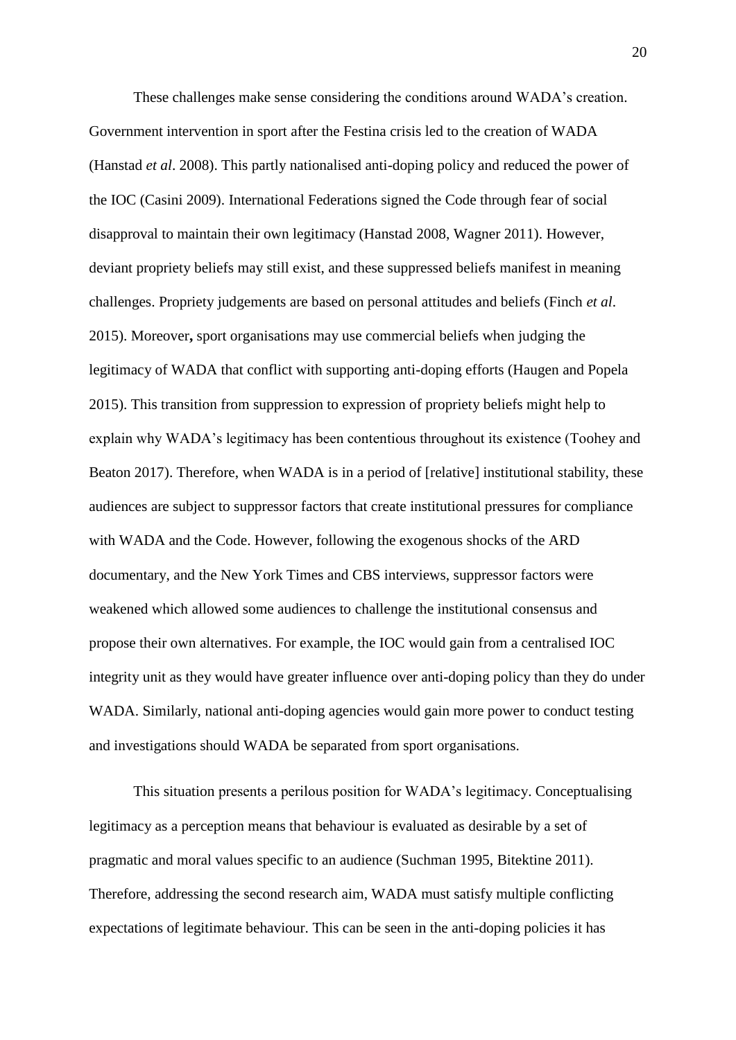These challenges make sense considering the conditions around WADA's creation. Government intervention in sport after the Festina crisis led to the creation of WADA (Hanstad *et al*. 2008). This partly nationalised anti-doping policy and reduced the power of the IOC (Casini 2009). International Federations signed the Code through fear of social disapproval to maintain their own legitimacy (Hanstad 2008, Wagner 2011). However, deviant propriety beliefs may still exist, and these suppressed beliefs manifest in meaning challenges. Propriety judgements are based on personal attitudes and beliefs (Finch *et al*. 2015). Moreover**,** sport organisations may use commercial beliefs when judging the legitimacy of WADA that conflict with supporting anti-doping efforts (Haugen and Popela 2015). This transition from suppression to expression of propriety beliefs might help to explain why WADA's legitimacy has been contentious throughout its existence (Toohey and Beaton 2017). Therefore, when WADA is in a period of [relative] institutional stability, these audiences are subject to suppressor factors that create institutional pressures for compliance with WADA and the Code. However, following the exogenous shocks of the ARD documentary, and the New York Times and CBS interviews, suppressor factors were weakened which allowed some audiences to challenge the institutional consensus and propose their own alternatives. For example, the IOC would gain from a centralised IOC integrity unit as they would have greater influence over anti-doping policy than they do under WADA. Similarly, national anti-doping agencies would gain more power to conduct testing and investigations should WADA be separated from sport organisations.

This situation presents a perilous position for WADA's legitimacy. Conceptualising legitimacy as a perception means that behaviour is evaluated as desirable by a set of pragmatic and moral values specific to an audience (Suchman 1995, Bitektine 2011). Therefore, addressing the second research aim, WADA must satisfy multiple conflicting expectations of legitimate behaviour. This can be seen in the anti-doping policies it has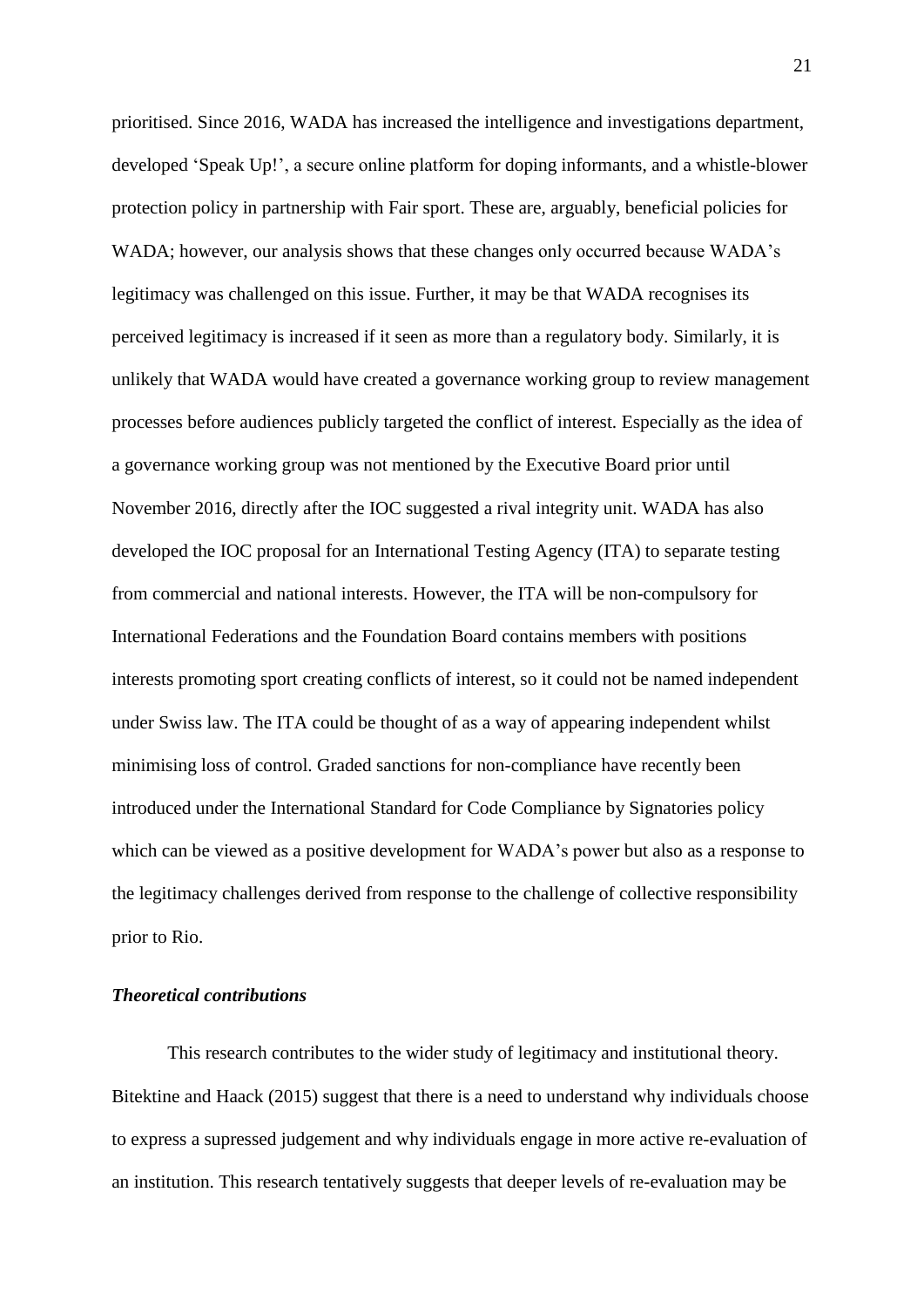prioritised. Since 2016, WADA has increased the intelligence and investigations department, developed 'Speak Up!', a secure online platform for doping informants, and a whistle-blower protection policy in partnership with Fair sport. These are, arguably, beneficial policies for WADA; however, our analysis shows that these changes only occurred because WADA's legitimacy was challenged on this issue. Further, it may be that WADA recognises its perceived legitimacy is increased if it seen as more than a regulatory body. Similarly, it is unlikely that WADA would have created a governance working group to review management processes before audiences publicly targeted the conflict of interest. Especially as the idea of a governance working group was not mentioned by the Executive Board prior until November 2016, directly after the IOC suggested a rival integrity unit. WADA has also developed the IOC proposal for an International Testing Agency (ITA) to separate testing from commercial and national interests. However, the ITA will be non-compulsory for International Federations and the Foundation Board contains members with positions interests promoting sport creating conflicts of interest, so it could not be named independent under Swiss law. The ITA could be thought of as a way of appearing independent whilst minimising loss of control. Graded sanctions for non-compliance have recently been introduced under the International Standard for Code Compliance by Signatories policy which can be viewed as a positive development for WADA's power but also as a response to the legitimacy challenges derived from response to the challenge of collective responsibility prior to Rio.

### *Theoretical contributions*

This research contributes to the wider study of legitimacy and institutional theory. Bitektine and Haack (2015) suggest that there is a need to understand why individuals choose to express a supressed judgement and why individuals engage in more active re-evaluation of an institution. This research tentatively suggests that deeper levels of re-evaluation may be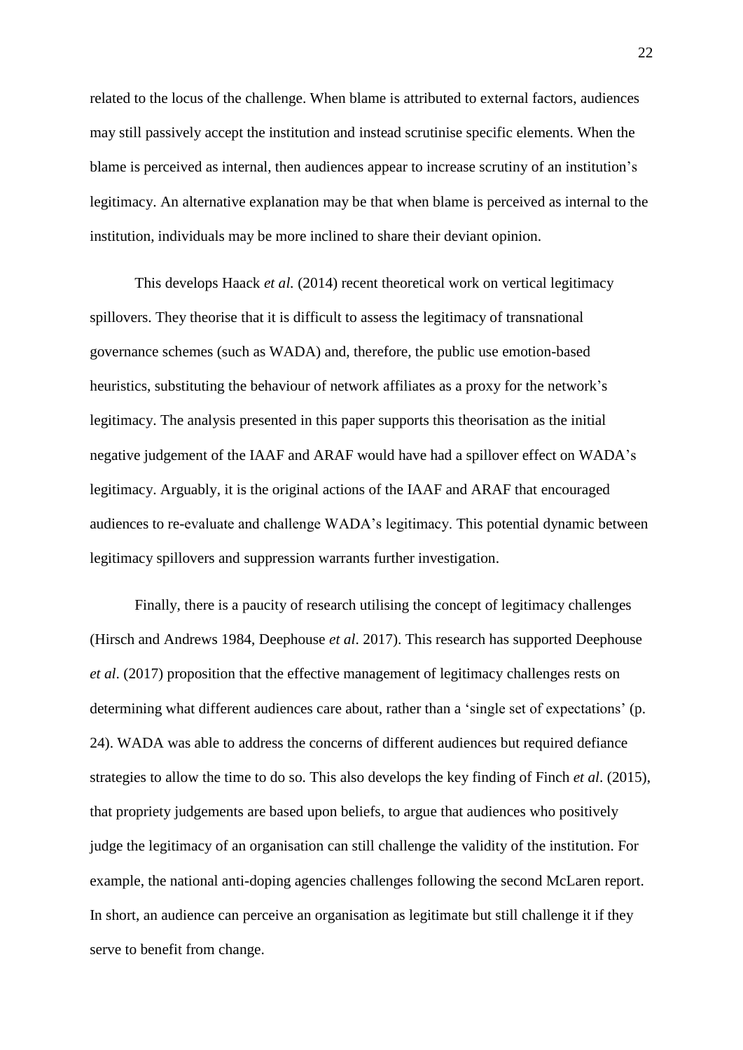related to the locus of the challenge. When blame is attributed to external factors, audiences may still passively accept the institution and instead scrutinise specific elements. When the blame is perceived as internal, then audiences appear to increase scrutiny of an institution's legitimacy. An alternative explanation may be that when blame is perceived as internal to the institution, individuals may be more inclined to share their deviant opinion.

This develops Haack *et al.* (2014) recent theoretical work on vertical legitimacy spillovers. They theorise that it is difficult to assess the legitimacy of transnational governance schemes (such as WADA) and, therefore, the public use emotion-based heuristics, substituting the behaviour of network affiliates as a proxy for the network's legitimacy. The analysis presented in this paper supports this theorisation as the initial negative judgement of the IAAF and ARAF would have had a spillover effect on WADA's legitimacy. Arguably, it is the original actions of the IAAF and ARAF that encouraged audiences to re-evaluate and challenge WADA's legitimacy. This potential dynamic between legitimacy spillovers and suppression warrants further investigation.

Finally, there is a paucity of research utilising the concept of legitimacy challenges (Hirsch and Andrews 1984, Deephouse *et al*. 2017). This research has supported Deephouse *et al*. (2017) proposition that the effective management of legitimacy challenges rests on determining what different audiences care about, rather than a 'single set of expectations' (p. 24). WADA was able to address the concerns of different audiences but required defiance strategies to allow the time to do so. This also develops the key finding of Finch *et al*. (2015), that propriety judgements are based upon beliefs, to argue that audiences who positively judge the legitimacy of an organisation can still challenge the validity of the institution. For example, the national anti-doping agencies challenges following the second McLaren report. In short, an audience can perceive an organisation as legitimate but still challenge it if they serve to benefit from change.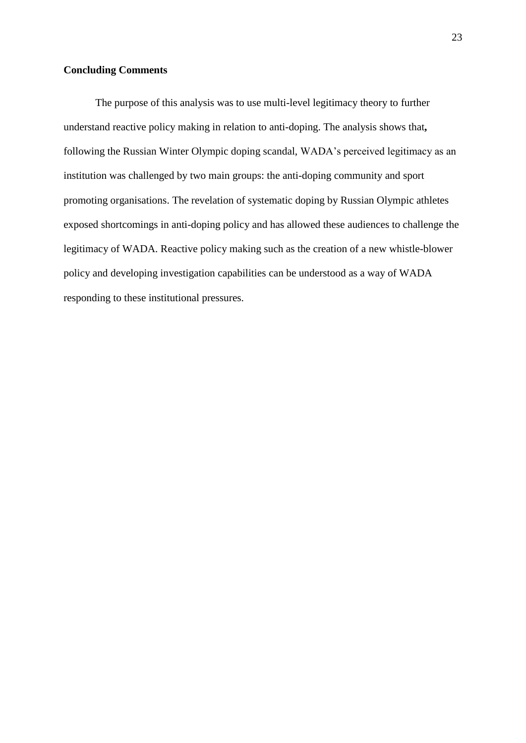## Concluding Comments

The purpose of this analysis was to use multi-level legitimacy theory to further understand reactive policy making in relation to anti-doping. The analysis shows that, following the Russian Winter Olympic doping scandal, WADA's perceived legitimacy as an institution was challenged by two main groups: the anti-doping community and sport promoting organisations. The revelation of systematic doping by Russian Olympic athletes exposed shortcomings in anti-doping policy and has allowed these audiences to challenge the legitimacy of WADA. Reactive policy making such as the creation of a new whistle-blower policy and developing investigation capabilities can be understood as a way of WADA responding to these institutional pressures.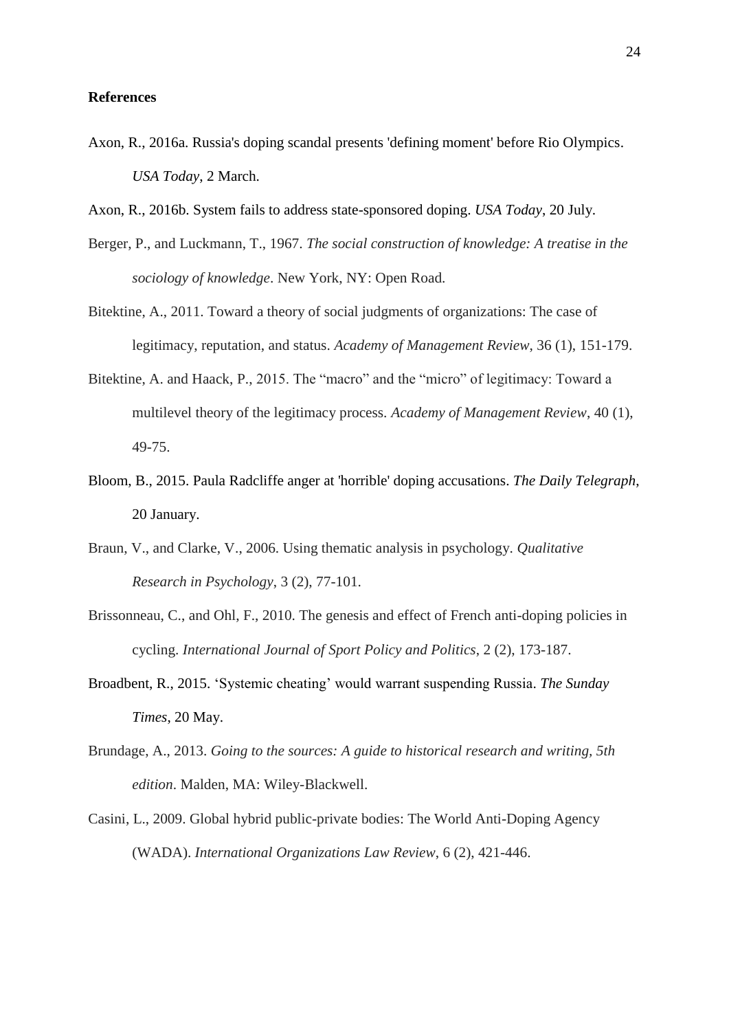**References**

Axon, R., 2016a. Russia's doping scandal presents 'defining moment' before Rio Olympics. *USA Today*, 2 March.

Axon, R., 2016b. System fails to address state-sponsored doping. *USA Today*, 20 July.

Berger, P., and Luckmann, T., 1967. *The social construction of knowledge: A treatise in the sociology of knowledge*. New York, NY: Open Road.

Bitektine, A., 2011. Toward a theory of social judgments of organizations: The case of legitimacy, reputation, and status. *Academy of Management Review*, 36 (1), 151-179.

Bitektine, A. and Haack, P., 2015. The "macro" and the "micro" of legitimacy: Toward a multilevel theory of the legitimacy process. *Academy of Management Review*, 40 (1), 49-75.

Bloom, B., 2015. Paula Radcliffe anger at 'horrible' doping accusations. *The Daily Telegraph*, 20 January.

Braun, V., and Clarke, V., 2006. Using thematic analysis in psychology. *Qualitative Research in Psychology*, 3 (2), 77-101.

Brissonneau, C., and Ohl, F., 2010. The genesis and effect of French anti-doping policies in cycling. *International Journal of Sport Policy and Politics*, 2 (2), 173-187.

Broadbent, R., 2015. 'Systemic cheating' would warrant suspending Russia. *The Sunday Times*, 20 May.

Brundage, A., 2013. *Going to the sources: A guide to historical research and writing, 5th edition*. Malden, MA: Wiley-Blackwell.

Casini, L., 2009. Global hybrid public-private bodies: The World Anti-Doping Agency (WADA). *International Organizations Law Review*, 6 (2), 421-446.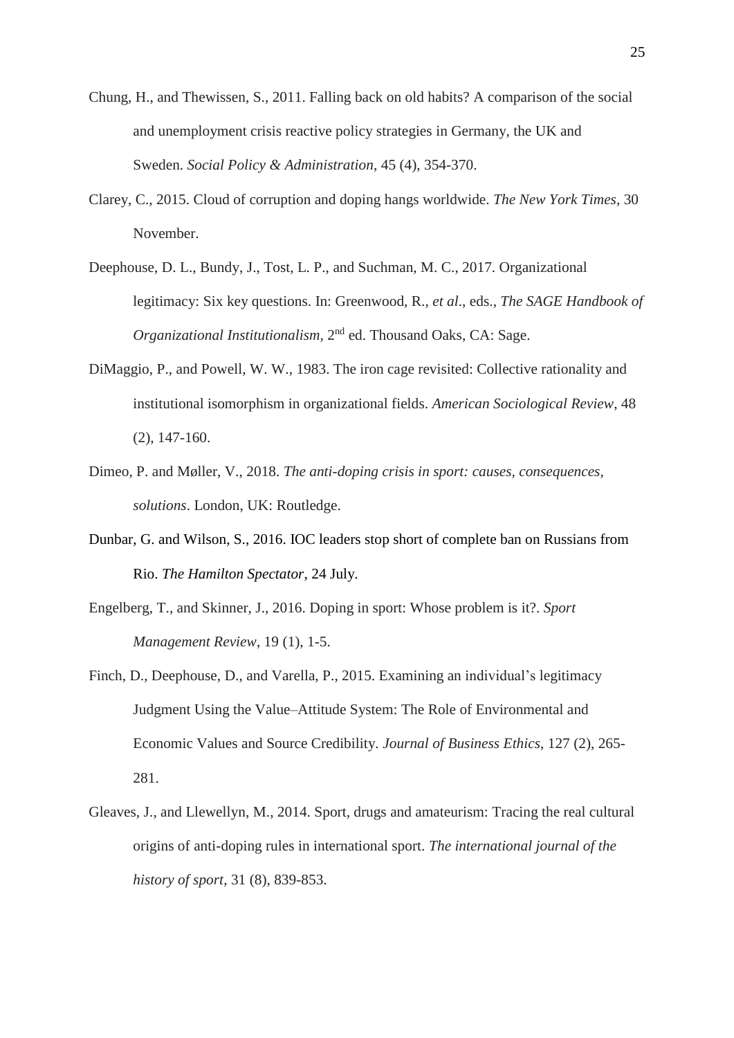Chung, H., and Thewissen, S., 2011. Falling back on old habits? A comparison of the social and unemployment crisis reactive policy strategies in Germany, the UK and Sweden. *Social Policy & Administration*, 45 (4), 354-370.

Clarey, C., 2015. Cloud of corruption and doping hangs worldwide. *The New York Times*, 30 November.

Deephouse, D. L., Bundy, J., Tost, L. P., and Suchman, M. C., 2017. Organizational legitimacy: Six key questions. In: Greenwood, R., *et al*., eds., *The SAGE Handbook of Organizational Institutionalism*, 2nd ed. Thousand Oaks, CA: Sage.

DiMaggio, P., and Powell, W. W., 1983. The iron cage revisited: Collective rationality and institutional isomorphism in organizational fields. *American Sociological Review*, 48 (2), 147-160.

Dimeo, P. and Møller, V., 2018. *The anti-doping crisis in sport: causes, consequences, solutions*. London, UK: Routledge.

Dunbar, G. and Wilson, S., 2016. IOC leaders stop short of complete ban on Russians from Rio. *The Hamilton Spectator*, 24 July.

Engelberg, T., and Skinner, J., 2016. Doping in sport: Whose problem is it?. *Sport Management Review*, 19 (1), 1-5.

Finch, D., Deephouse, D., and Varella, P., 2015. Examining an individual's legitimacy Judgment Using the Value–Attitude System: The Role of Environmental and Economic Values and Source Credibility. *Journal of Business Ethics*, 127 (2), 265-281.

Gleaves, J., and Llewellyn, M., 2014. Sport, drugs and amateurism: Tracing the real cultural origins of anti-doping rules in international sport. *The international journal of the history of sport*, 31 (8), 839-853.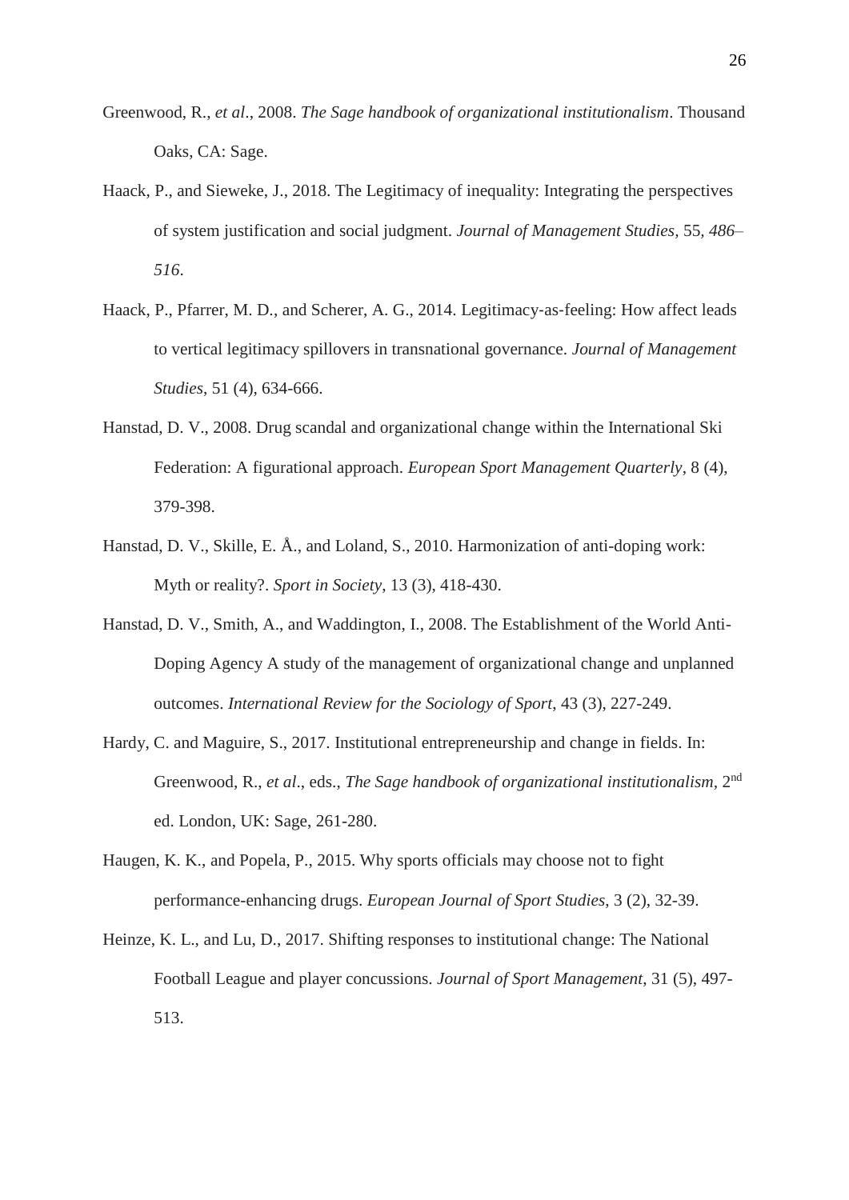Greenwood, R., *et al*., 2008. *The Sage handbook of organizational institutionalism*. Thousand Oaks, CA: Sage.

Haack, P., and Sieweke, J., 2018. The Legitimacy of inequality: Integrating the perspectives of system justification and social judgment. *Journal of Management Studies*, 55, *486–516*.

Haack, P., Pfarrer, M. D., and Scherer, A. G., 2014. Legitimacy-as-feeling: How affect leads to vertical legitimacy spillovers in transnational governance. *Journal of Management Studies*, 51 (4), 634-666.

Hanstad, D. V., 2008. Drug scandal and organizational change within the International Ski Federation: A figurational approach. *European Sport Management Quarterly*, 8 (4), 379-398.

Hanstad, D. V., Skille, E. Å., and Loland, S., 2010. Harmonization of anti-doping work: Myth or reality?. *Sport in Society*, 13 (3), 418-430.

Hanstad, D. V., Smith, A., and Waddington, I., 2008. The Establishment of the World Anti-Doping Agency A study of the management of organizational change and unplanned outcomes. *International Review for the Sociology of Sport*, 43 (3), 227-249.

Hardy, C. and Maguire, S., 2017. Institutional entrepreneurship and change in fields. In: Greenwood, R., *et al*., eds., *The Sage handbook of organizational institutionalism*, 2nd ed. London, UK: Sage, 261-280.

Haugen, K. K., and Popela, P., 2015. Why sports officials may choose not to fight performance-enhancing drugs. *European Journal of Sport Studies*, 3 (2), 32-39.

Heinze, K. L., and Lu, D., 2017. Shifting responses to institutional change: The National Football League and player concussions. *Journal of Sport Management*, 31 (5), 497-513.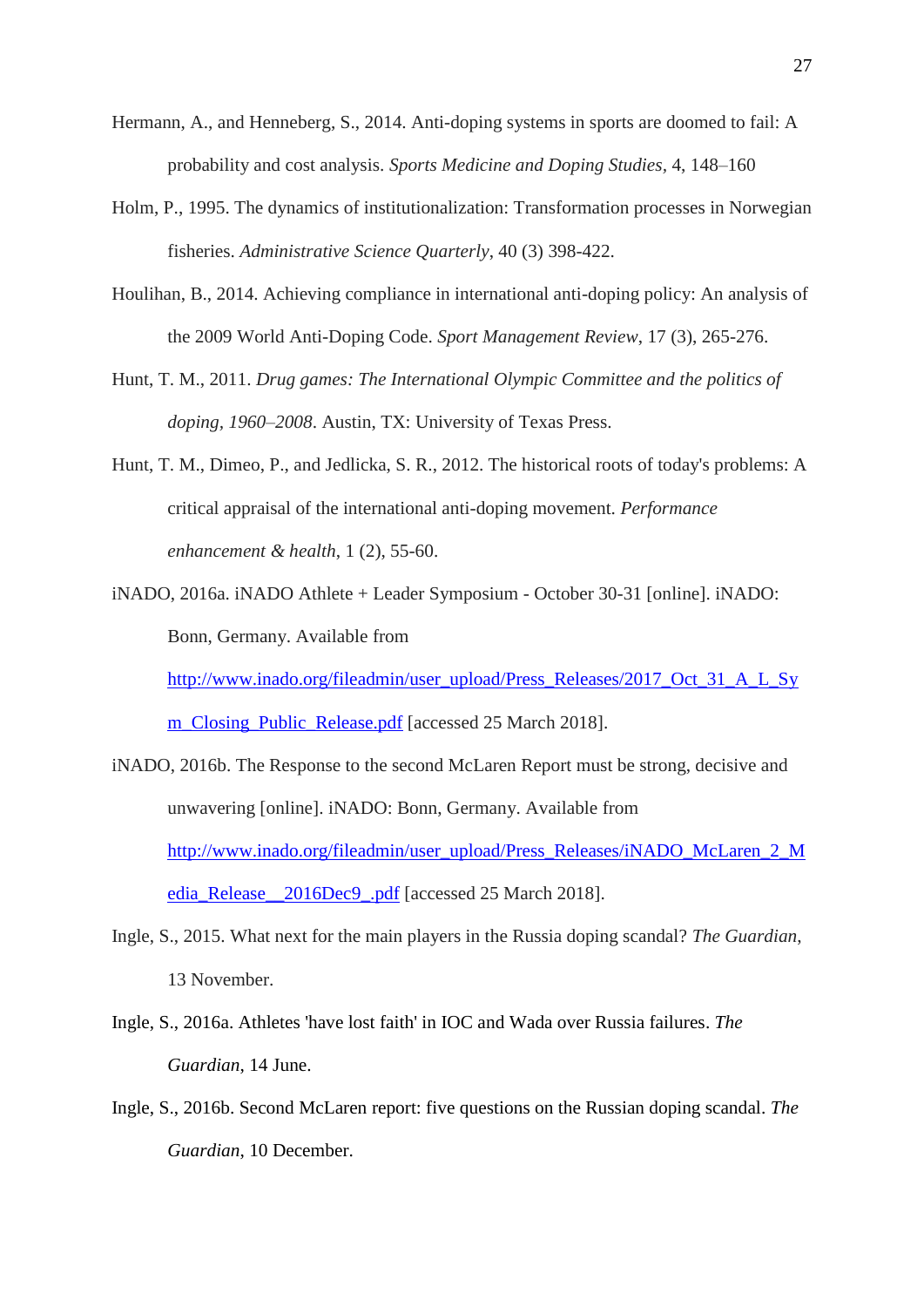Hermann, A., and Henneberg, S., 2014. Anti-doping systems in sports are doomed to fail: A probability and cost analysis. *Sports Medicine and Doping Studies*, 4, 148–160

Holm, P., 1995. The dynamics of institutionalization: Transformation processes in Norwegian fisheries. *Administrative Science Quarterly*, 40 (3) 398-422.

Houlihan, B., 2014. Achieving compliance in international anti-doping policy: An analysis of the 2009 World Anti-Doping Code. *Sport Management Review*, 17 (3), 265-276.

Hunt, T. M., 2011. *Drug games: The International Olympic Committee and the politics of doping, 1960–2008*. Austin, TX: University of Texas Press.

Hunt, T. M., Dimeo, P., and Jedlicka, S. R., 2012. The historical roots of today's problems: A critical appraisal of the international anti-doping movement. *Performance enhancement & health*, 1 (2), 55-60.

iNADO, 2016a. iNADO Athlete + Leader Symposium - October 30-31 [online]. iNADO: Bonn, Germany. Available from http://www.inado.org/fileadmin/user_upload/Press_Releases/2017_Oct_31_A_L_Sym_Closing_Public_Release.pdf [accessed 25 March 2018].

iNADO, 2016b. The Response to the second McLaren Report must be strong, decisive and unwavering [online]. iNADO: Bonn, Germany. Available from http://www.inado.org/fileadmin/user_upload/Press_Releases/iNADO_McLaren_2_Media_Release__2016Dec9_.pdf [accessed 25 March 2018].

Ingle, S., 2015. What next for the main players in the Russia doping scandal? *The Guardian*, 13 November.

Ingle, S., 2016a. Athletes 'have lost faith' in IOC and Wada over Russia failures. *The Guardian*, 14 June.

Ingle, S., 2016b. Second McLaren report: five questions on the Russian doping scandal. *The Guardian*, 10 December.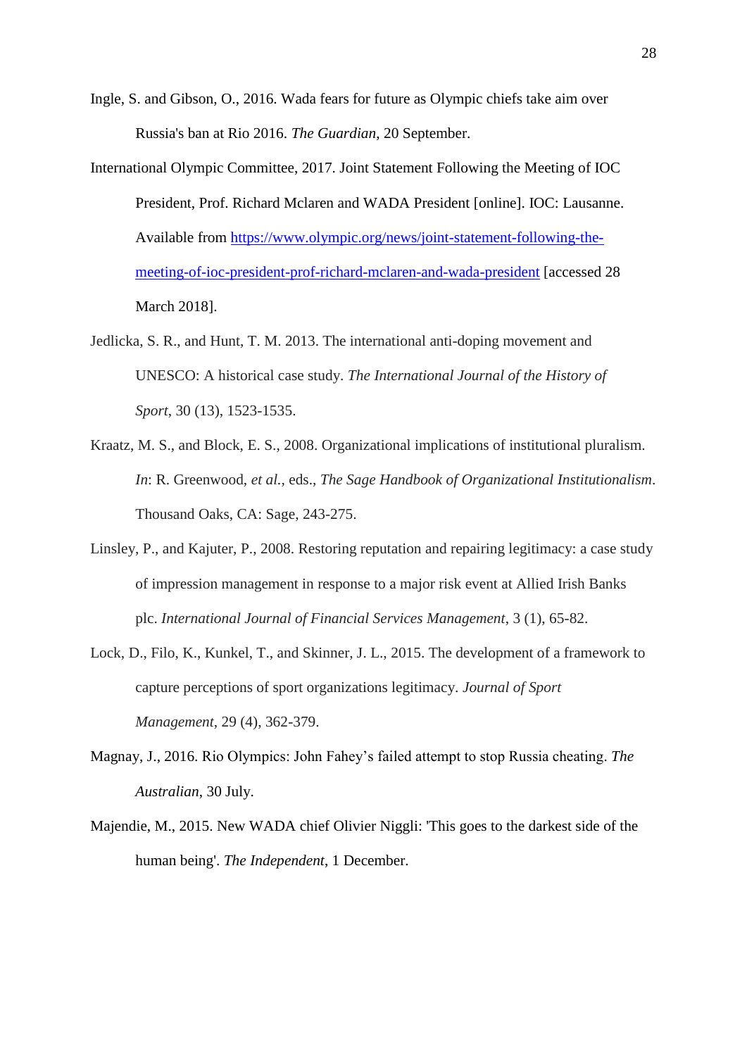Ingle, S. and Gibson, O., 2016. Wada fears for future as Olympic chiefs take aim over Russia's ban at Rio 2016. *The Guardian*, 20 September.

International Olympic Committee, 2017. Joint Statement Following the Meeting of IOC President, Prof. Richard Mclaren and WADA President [online]. IOC: Lausanne. Available from [https://www.olympic.org/news/joint-statement-following-the-meeting-of-ioc-president-prof-richard-mclaren-and-wada-president](https://www.olympic.org/news/joint-statement-following-the-meeting-of-ioc-president-prof-richard-mclaren-and-wada-president) [accessed 28 March 2018].

Jedlicka, S. R., and Hunt, T. M. 2013. The international anti-doping movement and UNESCO: A historical case study. *The International Journal of the History of Sport*, 30 (13), 1523-1535.

Kraatz, M. S., and Block, E. S., 2008. Organizational implications of institutional pluralism. *In*: R. Greenwood, *et al.*, eds., *The Sage Handbook of Organizational Institutionalism*. Thousand Oaks, CA: Sage, 243-275.

Linsley, P., and Kajuter, P., 2008. Restoring reputation and repairing legitimacy: a case study of impression management in response to a major risk event at Allied Irish Banks plc. *International Journal of Financial Services Management*, 3 (1), 65-82.

Lock, D., Filo, K., Kunkel, T., and Skinner, J. L., 2015. The development of a framework to capture perceptions of sport organizations legitimacy. *Journal of Sport Management*, 29 (4), 362-379.

Magnay, J., 2016. Rio Olympics: John Fahey's failed attempt to stop Russia cheating. *The Australian*, 30 July.

Majendie, M., 2015. New WADA chief Olivier Niggli: 'This goes to the darkest side of the human being'. *The Independent*, 1 December.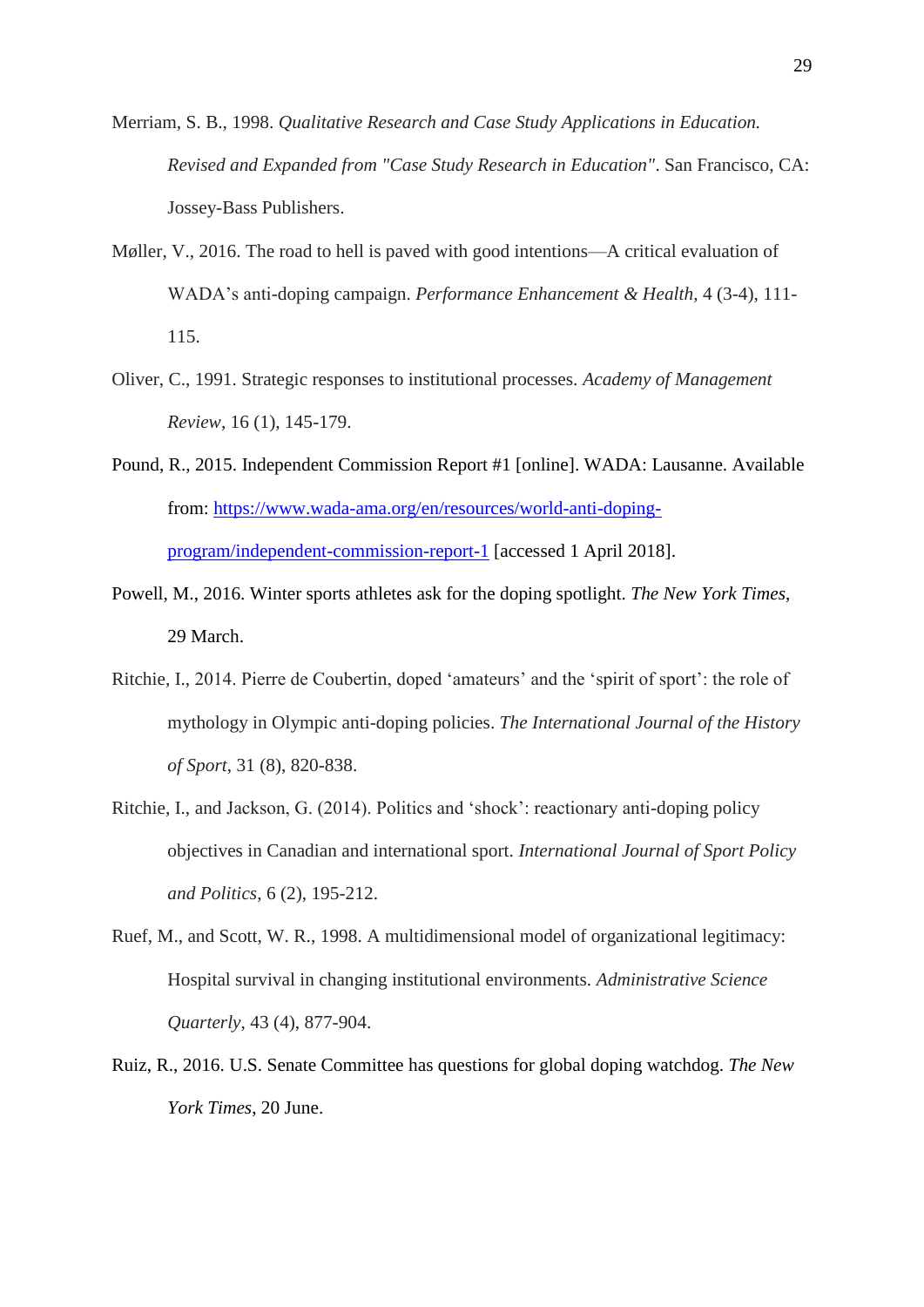Merriam, S. B., 1998. *Qualitative Research and Case Study Applications in Education. Revised and Expanded from "Case Study Research in Education"*. San Francisco, CA: Jossey-Bass Publishers.

Møller, V., 2016. The road to hell is paved with good intentions—A critical evaluation of WADA's anti-doping campaign. *Performance Enhancement & Health*, 4 (3-4), 111-115.

Oliver, C., 1991. Strategic responses to institutional processes. *Academy of Management Review*, 16 (1), 145-179.

Pound, R., 2015. Independent Commission Report #1 [online]. WADA: Lausanne. Available from: [https://www.wada-ama.org/en/resources/world-anti-doping-program/independent-commission-report-1](https://www.wada-ama.org/en/resources/world-anti-doping-program/independent-commission-report-1) [accessed 1 April 2018].

Powell, M., 2016. Winter sports athletes ask for the doping spotlight. *The New York Times*, 29 March.

Ritchie, I., 2014. Pierre de Coubertin, doped 'amateurs' and the 'spirit of sport': the role of mythology in Olympic anti-doping policies. *The International Journal of the History of Sport*, 31 (8), 820-838.

Ritchie, I., and Jackson, G. (2014). Politics and 'shock': reactionary anti-doping policy objectives in Canadian and international sport. *International Journal of Sport Policy and Politics*, 6 (2), 195-212.

Ruef, M., and Scott, W. R., 1998. A multidimensional model of organizational legitimacy: Hospital survival in changing institutional environments. *Administrative Science Quarterly*, 43 (4), 877-904.

Ruiz, R., 2016. U.S. Senate Committee has questions for global doping watchdog. *The New York Times*, 20 June.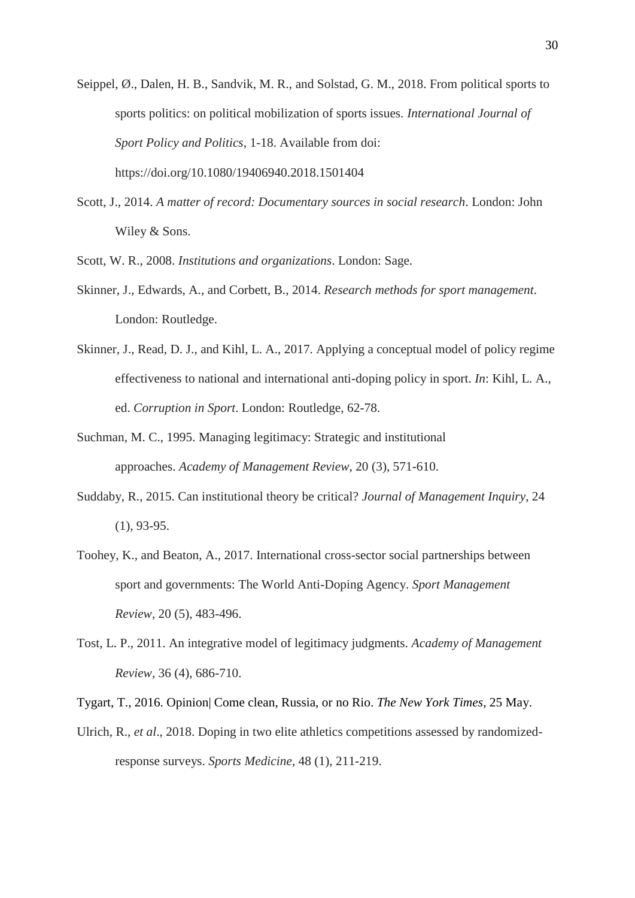Seippel, Ø., Dalen, H. B., Sandvik, M. R., and Solstad, G. M., 2018. From political sports to sports politics: on political mobilization of sports issues. *International Journal of Sport Policy and Politics*, 1-18. Available from doi: https://doi.org/10.1080/19406940.2018.1501404

Scott, J., 2014. *A matter of record: Documentary sources in social research*. London: John Wiley & Sons.

Scott, W. R., 2008. *Institutions and organizations*. London: Sage.

Skinner, J., Edwards, A., and Corbett, B., 2014. *Research methods for sport management*. London: Routledge.

Skinner, J., Read, D. J., and Kihl, L. A., 2017. Applying a conceptual model of policy regime effectiveness to national and international anti-doping policy in sport. *In*: Kihl, L. A., ed. *Corruption in Sport*. London: Routledge, 62-78.

Suchman, M. C., 1995. Managing legitimacy: Strategic and institutional approaches. *Academy of Management Review*, 20 (3), 571-610.

Suddaby, R., 2015. Can institutional theory be critical? *Journal of Management Inquiry*, 24 (1), 93-95.

Toohey, K., and Beaton, A., 2017. International cross-sector social partnerships between sport and governments: The World Anti-Doping Agency. *Sport Management Review*, 20 (5), 483-496.

Tost, L. P., 2011. An integrative model of legitimacy judgments. *Academy of Management Review*, 36 (4), 686-710.

Tygart, T., 2016. Opinion| Come clean, Russia, or no Rio. *The New York Times*, 25 May.

Ulrich, R., *et al*., 2018. Doping in two elite athletics competitions assessed by randomized-response surveys. *Sports Medicine*, 48 (1), 211-219.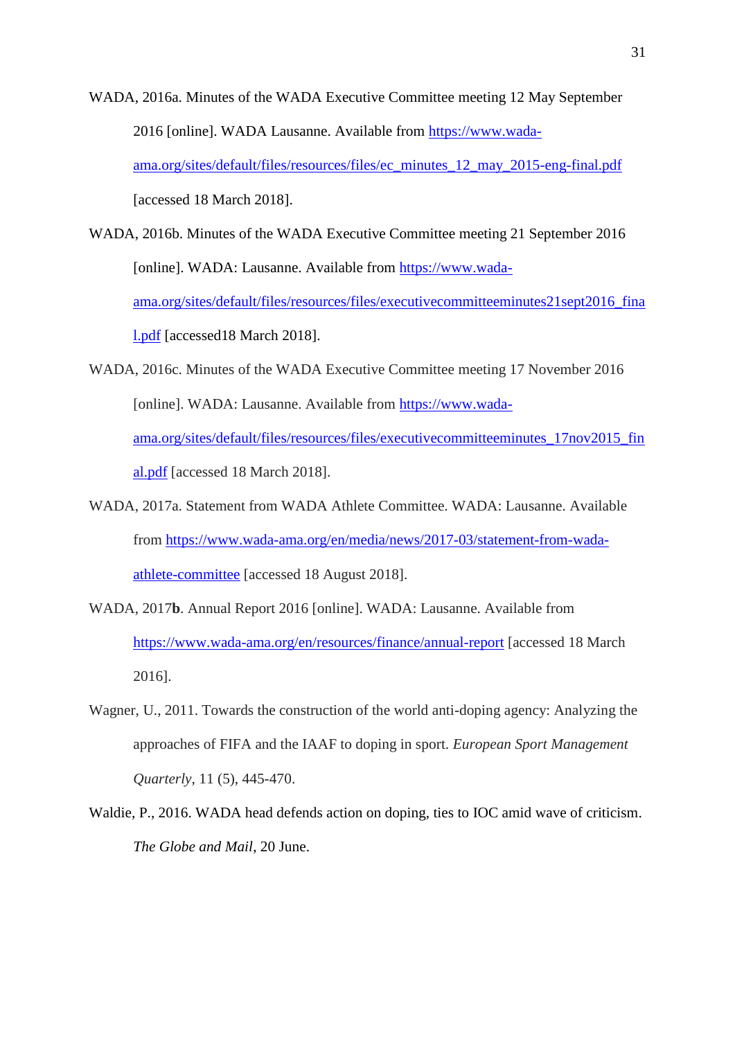WADA, 2016a. Minutes of the WADA Executive Committee meeting 12 May September 2016 [online]. WADA Lausanne. Available from https://www.wada-ama.org/sites/default/files/resources/files/ec_minutes_12_may_2015-eng-final.pdf [accessed 18 March 2018].

WADA, 2016b. Minutes of the WADA Executive Committee meeting 21 September 2016 [online]. WADA: Lausanne. Available from https://www.wada-ama.org/sites/default/files/resources/files/executivecommitteeminutes21sept2016_final.pdf [accessed18 March 2018].

WADA, 2016c. Minutes of the WADA Executive Committee meeting 17 November 2016 [online]. WADA: Lausanne. Available from https://www.wada-ama.org/sites/default/files/resources/files/executivecommitteeminutes_17nov2015_final.pdf [accessed 18 March 2018].

WADA, 2017a. Statement from WADA Athlete Committee. WADA: Lausanne. Available from https://www.wada-ama.org/en/media/news/2017-03/statement-from-wada-athlete-committee [accessed 18 August 2018].

WADA, 2017**b**. Annual Report 2016 [online]. WADA: Lausanne. Available from https://www.wada-ama.org/en/resources/finance/annual-report [accessed 18 March 2016].

Wagner, U., 2011. Towards the construction of the world anti-doping agency: Analyzing the approaches of FIFA and the IAAF to doping in sport. *European Sport Management Quarterly*, 11 (5), 445-470.

Waldie, P., 2016. WADA head defends action on doping, ties to IOC amid wave of criticism. *The Globe and Mail*, 20 June.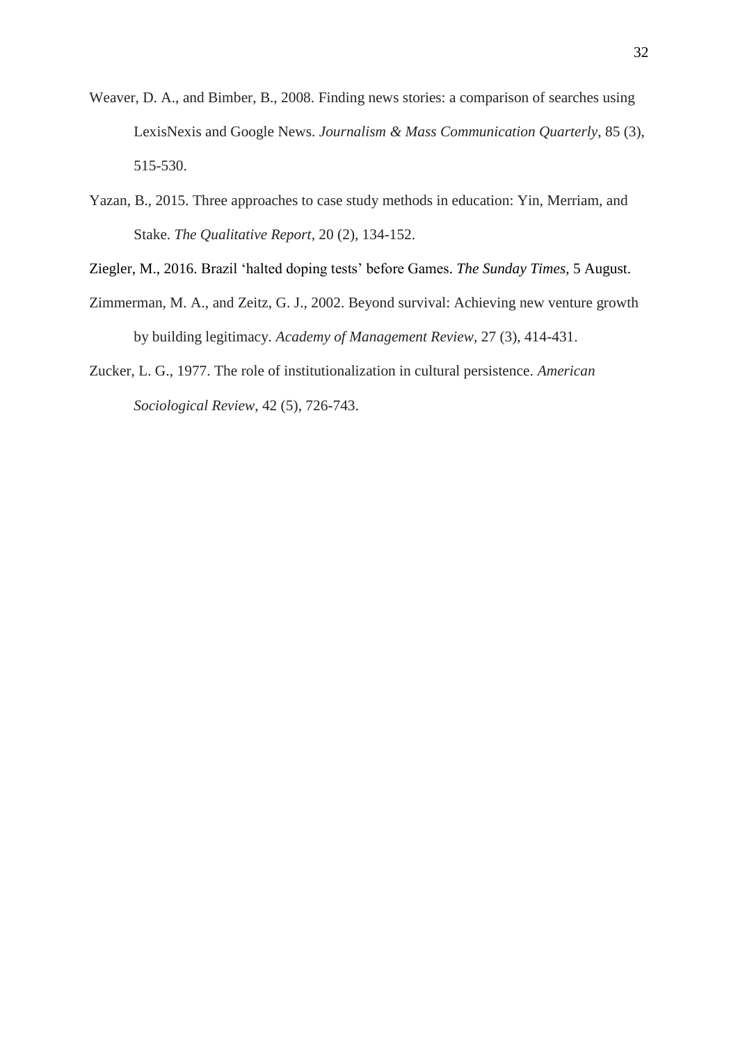Weaver, D. A., and Bimber, B., 2008. Finding news stories: a comparison of searches using LexisNexis and Google News. *Journalism & Mass Communication Quarterly*, 85 (3), 515-530.

Yazan, B., 2015. Three approaches to case study methods in education: Yin, Merriam, and Stake. *The Qualitative Report*, 20 (2), 134-152.

Ziegler, M., 2016. Brazil 'halted doping tests' before Games. *The Sunday Times*, 5 August.

Zimmerman, M. A., and Zeitz, G. J., 2002. Beyond survival: Achieving new venture growth by building legitimacy. *Academy of Management Review*, 27 (3), 414-431.

Zucker, L. G., 1977. The role of institutionalization in cultural persistence. *American Sociological Review*, 42 (5), 726-743.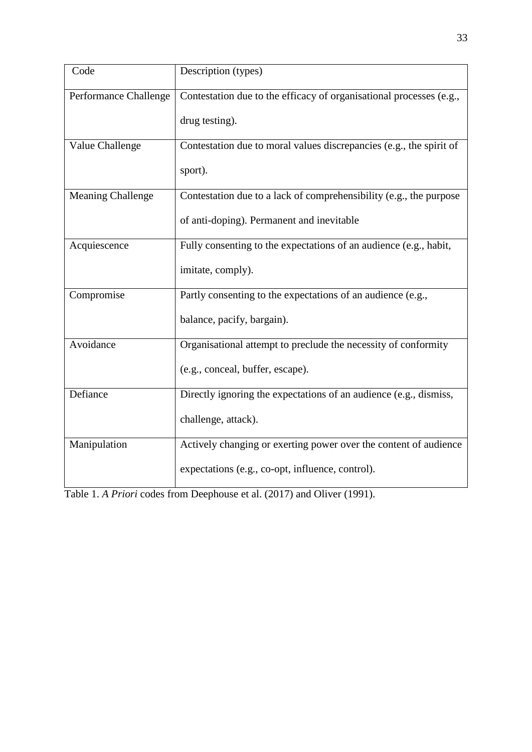| Code | Description (types) |
| --- | --- |
| Performance Challenge | Contestation due to the efficacy of organisational processes (e.g., drug testing). |
| Value Challenge | Contestation due to moral values discrepancies (e.g., the spirit of sport). |
| Meaning Challenge | Contestation due to a lack of comprehensibility (e.g., the purpose of anti-doping). Permanent and inevitable |
| Acquiescence | Fully consenting to the expectations of an audience (e.g., habit, imitate, comply). |
| Compromise | Partly consenting to the expectations of an audience (e.g., balance, pacify, bargain). |
| Avoidance | Organisational attempt to preclude the necessity of conformity (e.g., conceal, buffer, escape). |
| Defiance | Directly ignoring the expectations of an audience (e.g., dismiss, challenge, attack). |
| Manipulation | Actively changing or exerting power over the content of audience expectations (e.g., co-opt, influence, control). |

Table 1. *A Priori* codes from Deephouse et al. (2017) and Oliver (1991).